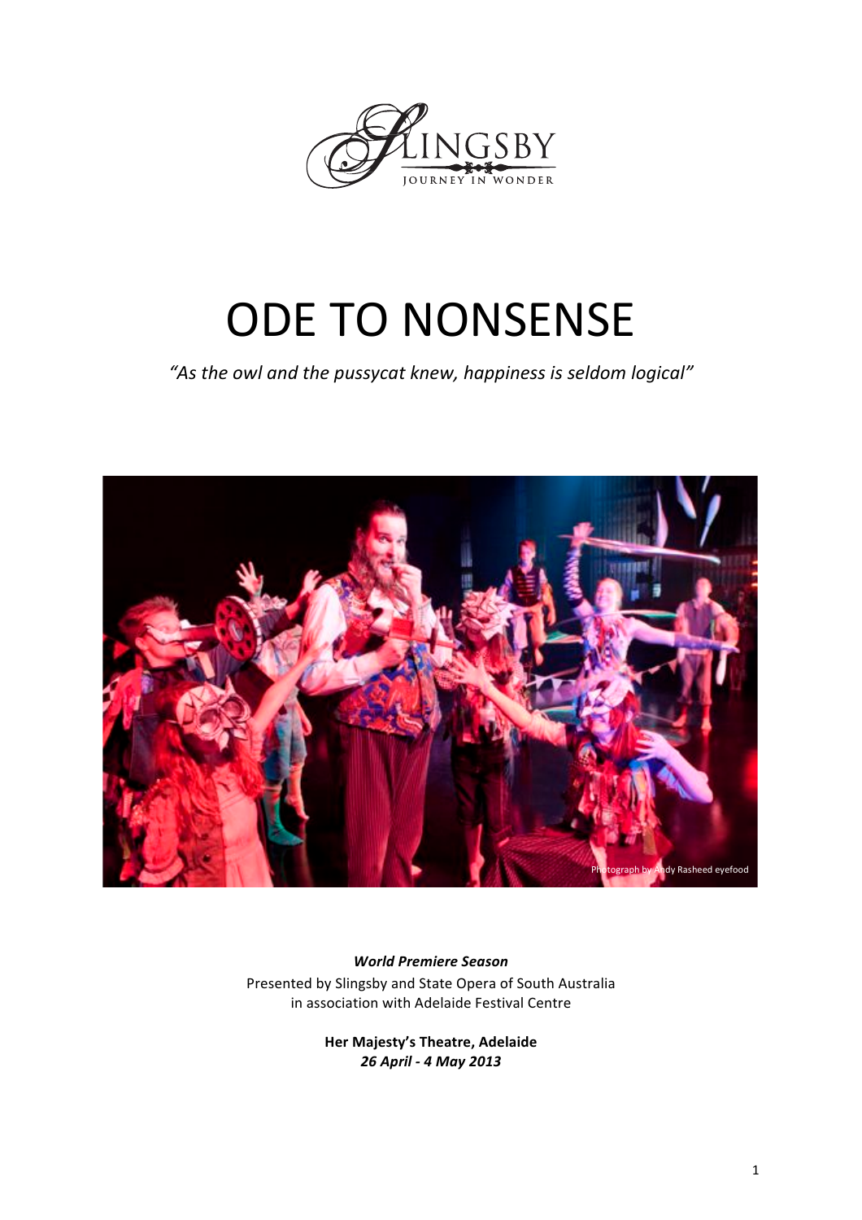SLINGSBY
JOURNEY IN WONDER

# ODE TO NONSENSE

*"As the owl and the pussycat knew, happiness is seldom logical"*

Photograph by Andy Rasheed eyefood

***World Premiere Season***

Presented by Slingsby and State Opera of South Australia
in association with Adelaide Festival Centre

**Her Majesty's Theatre, Adelaide**
***26 April - 4 May 2013***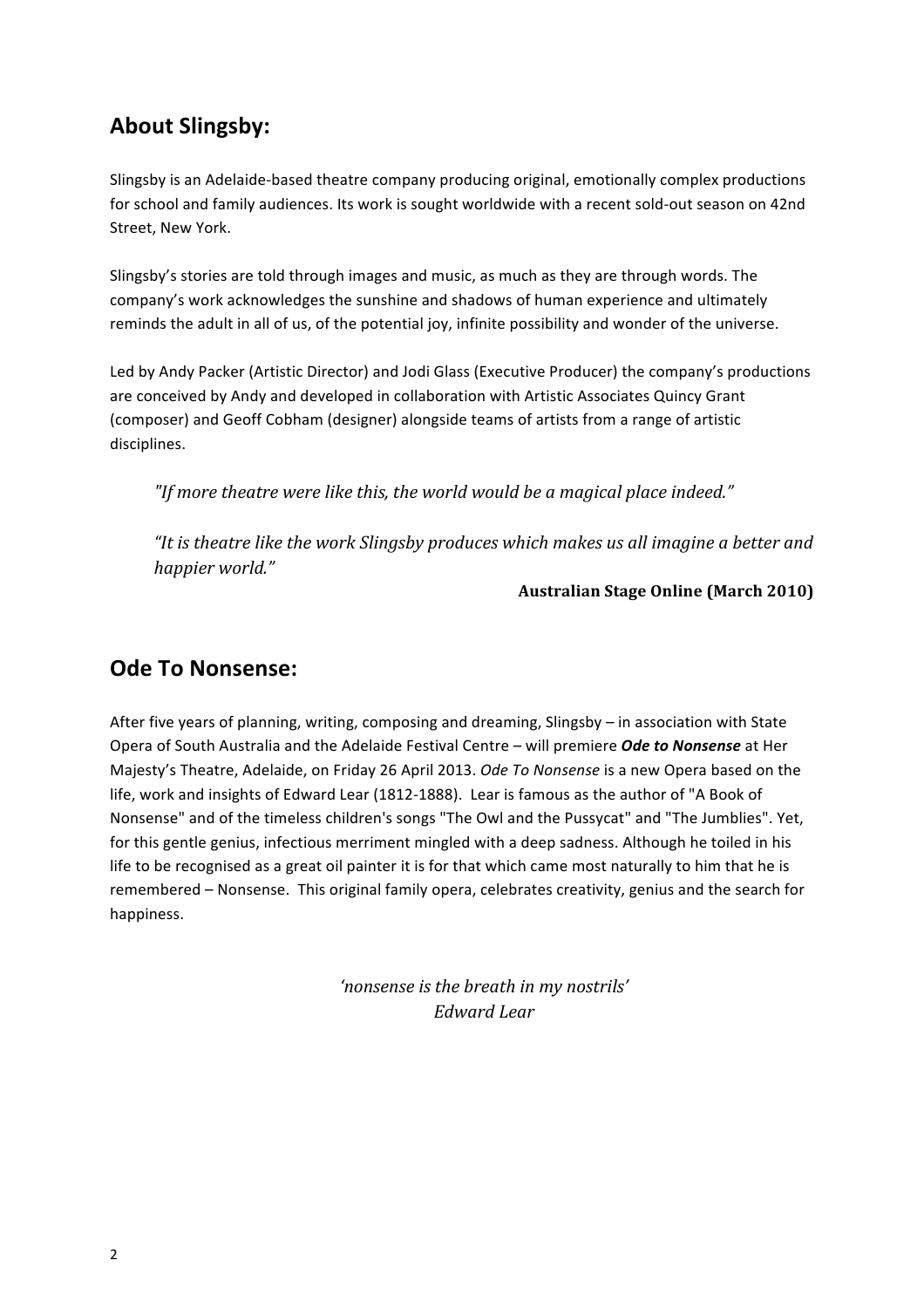## About Slingsby:

Slingsby is an Adelaide-based theatre company producing original, emotionally complex productions for school and family audiences. Its work is sought worldwide with a recent sold-out season on 42nd Street, New York.

Slingsby's stories are told through images and music, as much as they are through words. The company's work acknowledges the sunshine and shadows of human experience and ultimately reminds the adult in all of us, of the potential joy, infinite possibility and wonder of the universe.

Led by Andy Packer (Artistic Director) and Jodi Glass (Executive Producer) the company's productions are conceived by Andy and developed in collaboration with Artistic Associates Quincy Grant (composer) and Geoff Cobham (designer) alongside teams of artists from a range of artistic disciplines.

> *"If more theatre were like this, the world would be a magical place indeed."*
>
> *"It is theatre like the work Slingsby produces which makes us all imagine a better and happier world."*
>
> **Australian Stage Online (March 2010)**

## Ode To Nonsense:

After five years of planning, writing, composing and dreaming, Slingsby – in association with State Opera of South Australia and the Adelaide Festival Centre – will premiere ***Ode to Nonsense*** at Her Majesty's Theatre, Adelaide, on Friday 26 April 2013. *Ode To Nonsense* is a new Opera based on the life, work and insights of Edward Lear (1812-1888). Lear is famous as the author of "A Book of Nonsense" and of the timeless children's songs "The Owl and the Pussycat" and "The Jumblies". Yet, for this gentle genius, infectious merriment mingled with a deep sadness. Although he toiled in his life to be recognised as a great oil painter it is for that which came most naturally to him that he is remembered – Nonsense. This original family opera, celebrates creativity, genius and the search for happiness.

*'nonsense is the breath in my nostrils'*
*Edward Lear*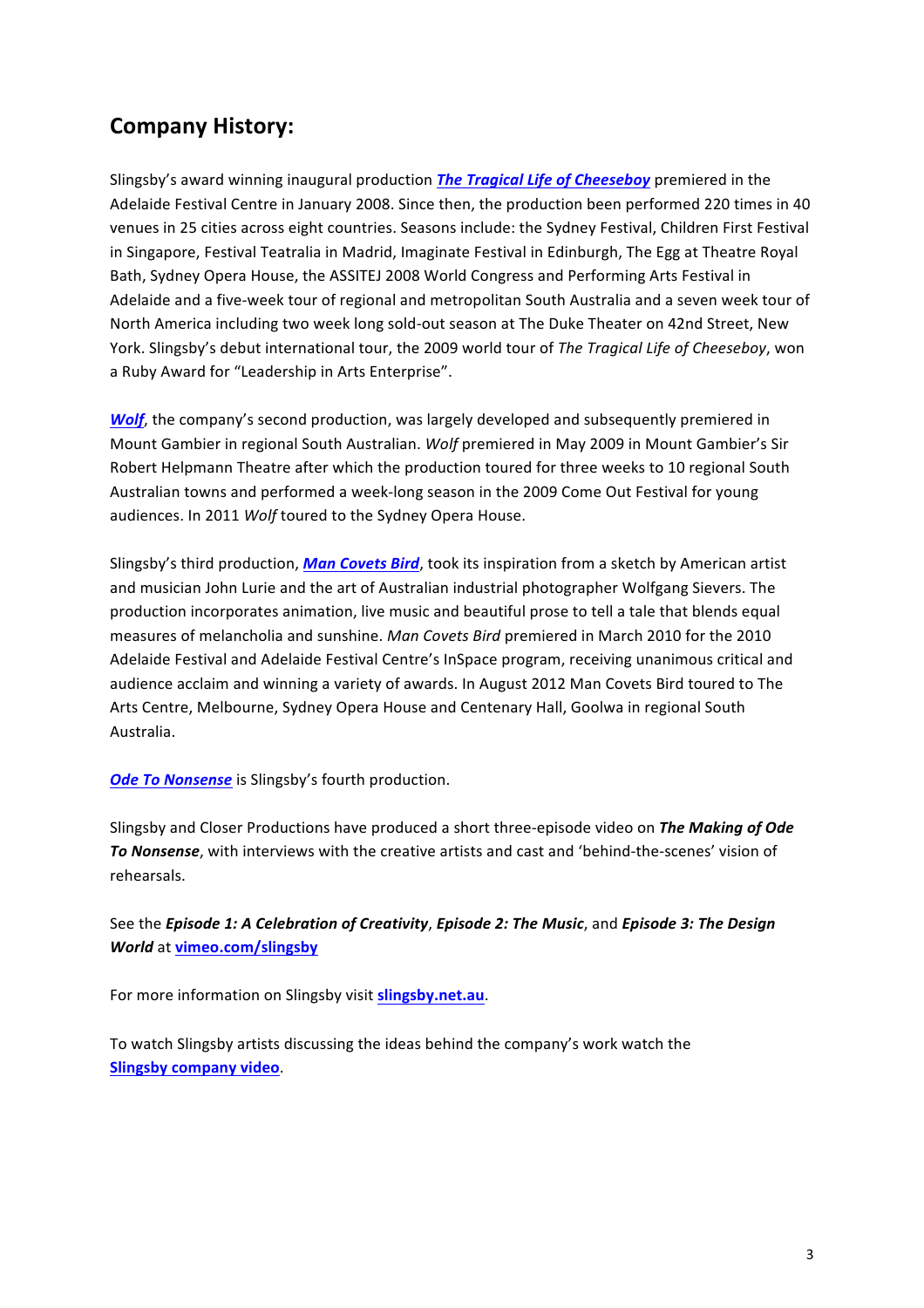## Company History:

Slingsby's award winning inaugural production ***[The Tragical Life of Cheeseboy]*** premiered in the Adelaide Festival Centre in January 2008. Since then, the production been performed 220 times in 40 venues in 25 cities across eight countries. Seasons include: the Sydney Festival, Children First Festival in Singapore, Festival Teatralia in Madrid, Imaginate Festival in Edinburgh, The Egg at Theatre Royal Bath, Sydney Opera House, the ASSITEJ 2008 World Congress and Performing Arts Festival in Adelaide and a five-week tour of regional and metropolitan South Australia and a seven week tour of North America including two week long sold-out season at The Duke Theater on 42nd Street, New York. Slingsby's debut international tour, the 2009 world tour of *The Tragical Life of Cheeseboy*, won a Ruby Award for "Leadership in Arts Enterprise".

***Wolf***, the company's second production, was largely developed and subsequently premiered in Mount Gambier in regional South Australian. *Wolf* premiered in May 2009 in Mount Gambier's Sir Robert Helpmann Theatre after which the production toured for three weeks to 10 regional South Australian towns and performed a week-long season in the 2009 Come Out Festival for young audiences. In 2011 *Wolf* toured to the Sydney Opera House.

Slingsby's third production, ***Man Covets Bird***, took its inspiration from a sketch by American artist and musician John Lurie and the art of Australian industrial photographer Wolfgang Sievers. The production incorporates animation, live music and beautiful prose to tell a tale that blends equal measures of melancholia and sunshine. *Man Covets Bird* premiered in March 2010 for the 2010 Adelaide Festival and Adelaide Festival Centre's InSpace program, receiving unanimous critical and audience acclaim and winning a variety of awards. In August 2012 Man Covets Bird toured to The Arts Centre, Melbourne, Sydney Opera House and Centenary Hall, Goolwa in regional South Australia.

***Ode To Nonsense*** is Slingsby's fourth production.

Slingsby and Closer Productions have produced a short three-episode video on ***The Making of Ode To Nonsense***, with interviews with the creative artists and cast and 'behind-the-scenes' vision of rehearsals.

See the ***Episode 1: A Celebration of Creativity***, ***Episode 2: The Music***, and ***Episode 3: The Design World*** at **vimeo.com/slingsby**

For more information on Slingsby visit **slingsby.net.au**.

To watch Slingsby artists discussing the ideas behind the company's work watch the **Slingsby company video**.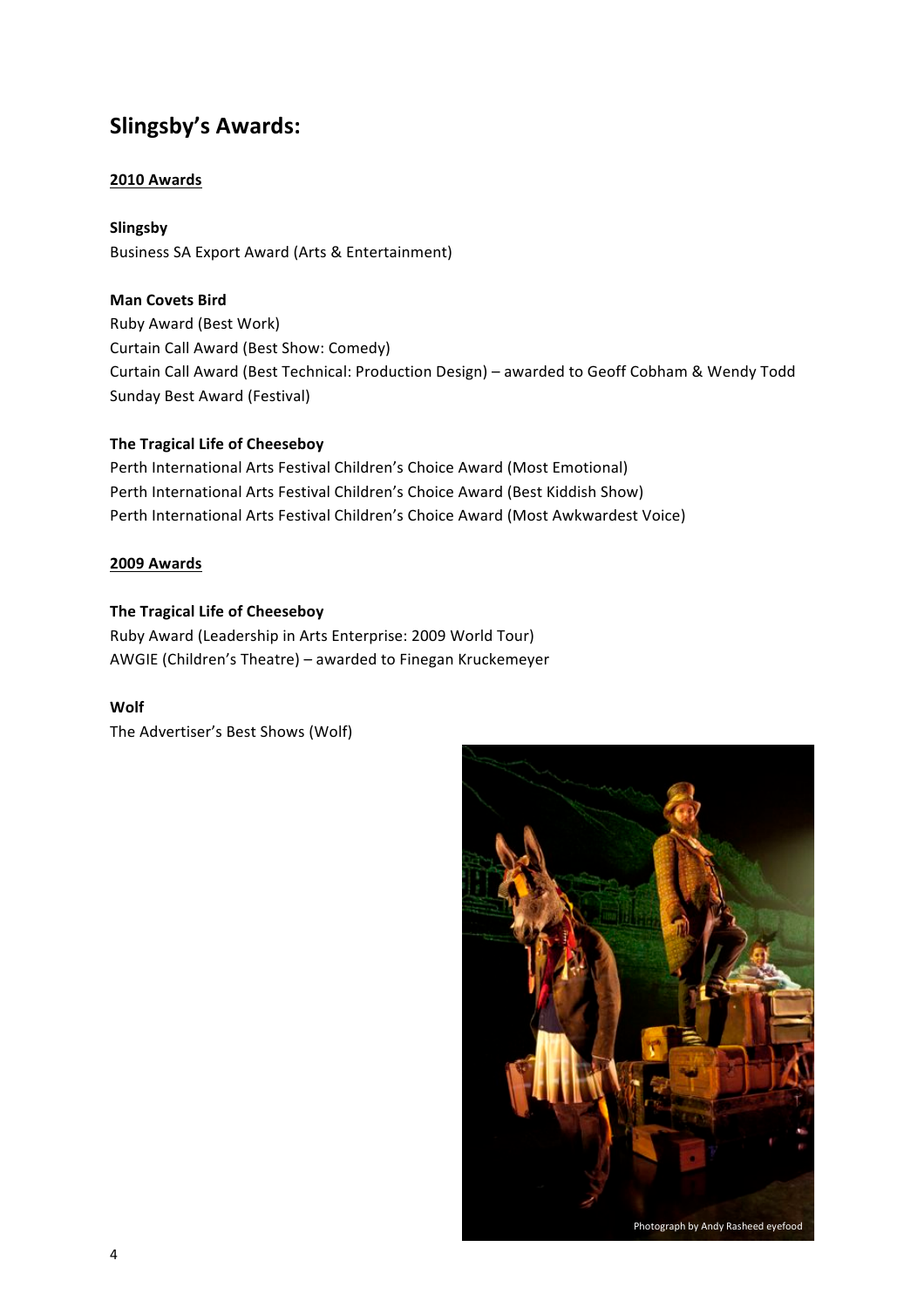# Slingsby's Awards:

## 2010 Awards

**Slingsby**
Business SA Export Award (Arts & Entertainment)

**Man Covets Bird**
Ruby Award (Best Work)
Curtain Call Award (Best Show: Comedy)
Curtain Call Award (Best Technical: Production Design) – awarded to Geoff Cobham & Wendy Todd
Sunday Best Award (Festival)

**The Tragical Life of Cheeseboy**
Perth International Arts Festival Children's Choice Award (Most Emotional)
Perth International Arts Festival Children's Choice Award (Best Kiddish Show)
Perth International Arts Festival Children's Choice Award (Most Awkwardest Voice)

## 2009 Awards

**The Tragical Life of Cheeseboy**
Ruby Award (Leadership in Arts Enterprise: 2009 World Tour)
AWGIE (Children's Theatre) – awarded to Finegan Kruckemeyer

**Wolf**
The Advertiser's Best Shows (Wolf)

Photograph by Andy Rasheed eyefood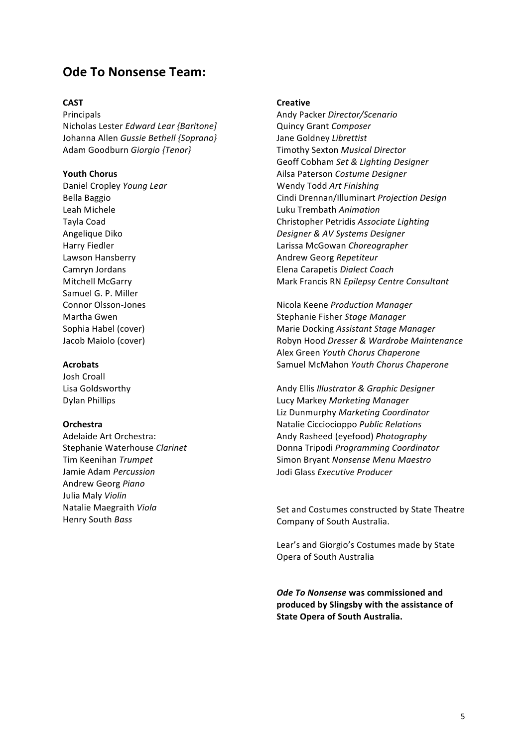## Ode To Nonsense Team:

**CAST**

Principals
Nicholas Lester *Edward Lear {Baritone]*
Johanna Allen *Gussie Bethell {Soprano}*
Adam Goodburn *Giorgio {Tenor}*

**Youth Chorus**

Daniel Cropley *Young Lear*
Bella Baggio
Leah Michele
Tayla Coad
Angelique Diko
Harry Fiedler
Lawson Hansberry
Camryn Jordans
Mitchell McGarry
Samuel G. P. Miller
Connor Olsson-Jones
Martha Gwen
Sophia Habel (cover)
Jacob Maiolo (cover)

**Acrobats**

Josh Croall
Lisa Goldsworthy
Dylan Phillips

**Orchestra**

Adelaide Art Orchestra:
Stephanie Waterhouse *Clarinet*
Tim Keenihan *Trumpet*
Jamie Adam *Percussion*
Andrew Georg *Piano*
Julia Maly *Violin*
Natalie Maegraith *Viola*
Henry South *Bass*

**Creative**

Andy Packer *Director/Scenario*
Quincy Grant *Composer*
Jane Goldney *Librettist*
Timothy Sexton *Musical Director*
Geoff Cobham *Set & Lighting Designer*
Ailsa Paterson *Costume Designer*
Wendy Todd *Art Finishing*
Cindi Drennan/Illuminart *Projection Design*
Luku Trembath *Animation*
Christopher Petridis *Associate Lighting Designer & AV Systems Designer*
Larissa McGowan *Choreographer*
Andrew Georg *Repetiteur*
Elena Carapetis *Dialect Coach*
Mark Francis RN *Epilepsy Centre Consultant*

Nicola Keene *Production Manager*
Stephanie Fisher *Stage Manager*
Marie Docking *Assistant Stage Manager*
Robyn Hood *Dresser & Wardrobe Maintenance*
Alex Green *Youth Chorus Chaperone*
Samuel McMahon *Youth Chorus Chaperone*

Andy Ellis *Illustrator & Graphic Designer*
Lucy Markey *Marketing Manager*
Liz Dunmurphy *Marketing Coordinator*
Natalie Cicciocioppo *Public Relations*
Andy Rasheed (eyefood) *Photography*
Donna Tripodi *Programming Coordinator*
Simon Bryant *Nonsense Menu Maestro*
Jodi Glass *Executive Producer*

Set and Costumes constructed by State Theatre Company of South Australia.

Lear's and Giorgio's Costumes made by State Opera of South Australia

***Ode To Nonsense* was commissioned and produced by Slingsby with the assistance of State Opera of South Australia.**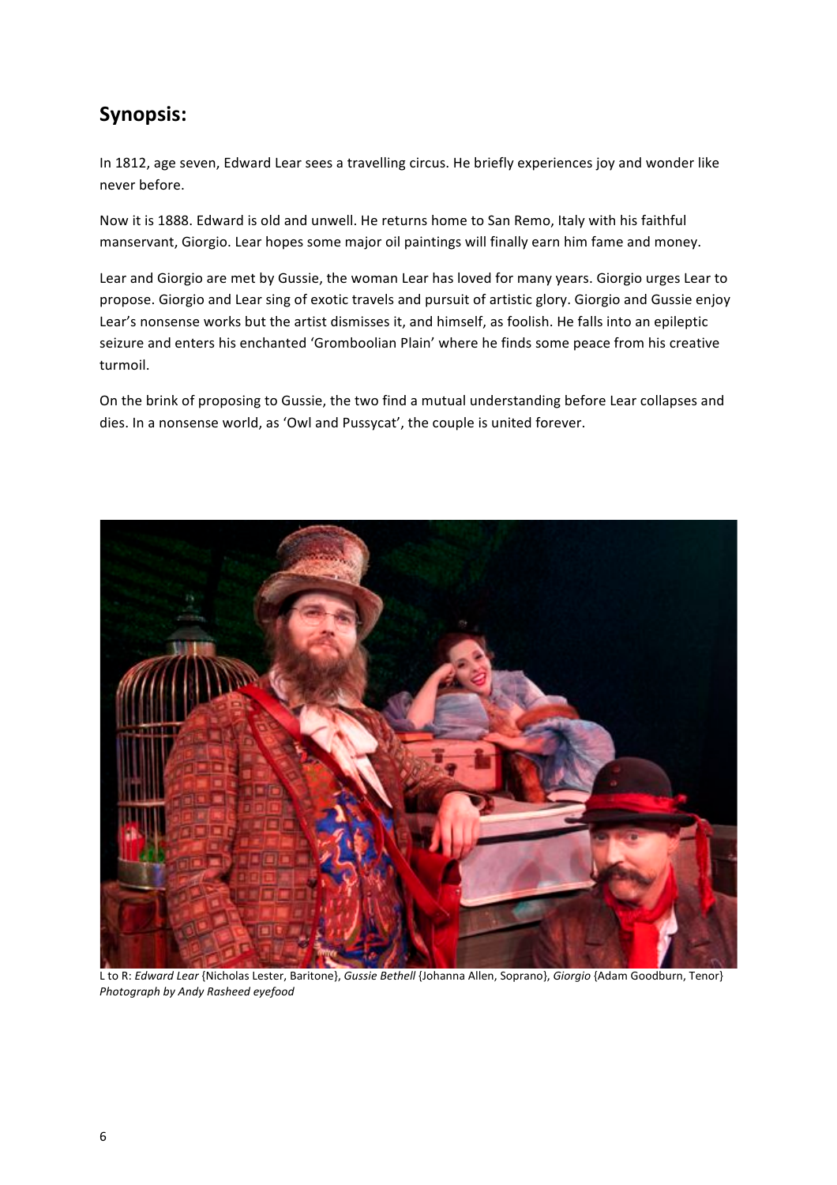## Synopsis:

In 1812, age seven, Edward Lear sees a travelling circus. He briefly experiences joy and wonder like never before.

Now it is 1888. Edward is old and unwell. He returns home to San Remo, Italy with his faithful manservant, Giorgio. Lear hopes some major oil paintings will finally earn him fame and money.

Lear and Giorgio are met by Gussie, the woman Lear has loved for many years. Giorgio urges Lear to propose. Giorgio and Lear sing of exotic travels and pursuit of artistic glory. Giorgio and Gussie enjoy Lear's nonsense works but the artist dismisses it, and himself, as foolish. He falls into an epileptic seizure and enters his enchanted 'Gromboolian Plain' where he finds some peace from his creative turmoil.

On the brink of proposing to Gussie, the two find a mutual understanding before Lear collapses and dies. In a nonsense world, as 'Owl and Pussycat', the couple is united forever.

L to R: *Edward Lear* {Nicholas Lester, Baritone}, *Gussie Bethell* {Johanna Allen, Soprano}, *Giorgio* {Adam Goodburn, Tenor}
*Photograph by Andy Rasheed eyefood*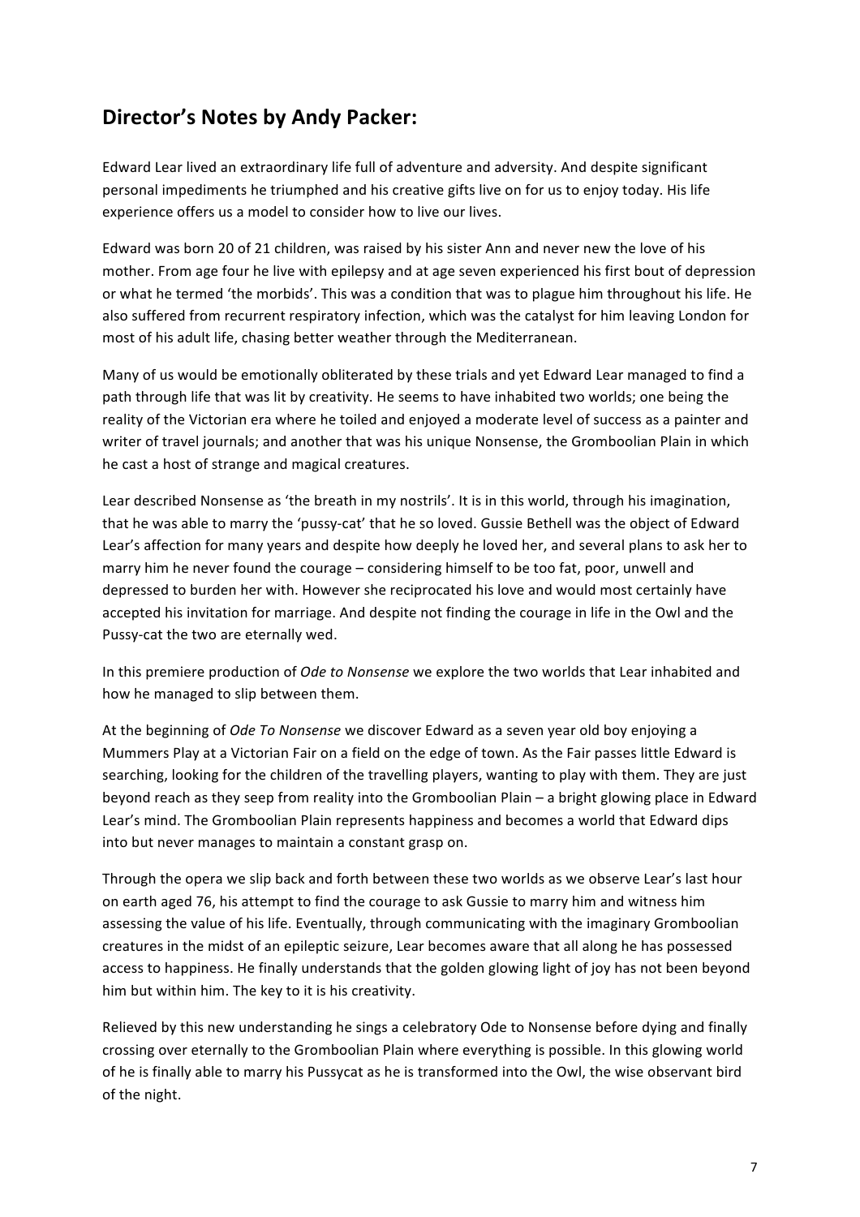## Director's Notes by Andy Packer:

Edward Lear lived an extraordinary life full of adventure and adversity. And despite significant personal impediments he triumphed and his creative gifts live on for us to enjoy today. His life experience offers us a model to consider how to live our lives.

Edward was born 20 of 21 children, was raised by his sister Ann and never new the love of his mother. From age four he live with epilepsy and at age seven experienced his first bout of depression or what he termed 'the morbids'. This was a condition that was to plague him throughout his life. He also suffered from recurrent respiratory infection, which was the catalyst for him leaving London for most of his adult life, chasing better weather through the Mediterranean.

Many of us would be emotionally obliterated by these trials and yet Edward Lear managed to find a path through life that was lit by creativity. He seems to have inhabited two worlds; one being the reality of the Victorian era where he toiled and enjoyed a moderate level of success as a painter and writer of travel journals; and another that was his unique Nonsense, the Gromboolian Plain in which he cast a host of strange and magical creatures.

Lear described Nonsense as 'the breath in my nostrils'. It is in this world, through his imagination, that he was able to marry the 'pussy-cat' that he so loved. Gussie Bethell was the object of Edward Lear's affection for many years and despite how deeply he loved her, and several plans to ask her to marry him he never found the courage – considering himself to be too fat, poor, unwell and depressed to burden her with. However she reciprocated his love and would most certainly have accepted his invitation for marriage. And despite not finding the courage in life in the Owl and the Pussy-cat the two are eternally wed.

In this premiere production of *Ode to Nonsense* we explore the two worlds that Lear inhabited and how he managed to slip between them.

At the beginning of *Ode To Nonsense* we discover Edward as a seven year old boy enjoying a Mummers Play at a Victorian Fair on a field on the edge of town. As the Fair passes little Edward is searching, looking for the children of the travelling players, wanting to play with them. They are just beyond reach as they seep from reality into the Gromboolian Plain – a bright glowing place in Edward Lear's mind. The Gromboolian Plain represents happiness and becomes a world that Edward dips into but never manages to maintain a constant grasp on.

Through the opera we slip back and forth between these two worlds as we observe Lear's last hour on earth aged 76, his attempt to find the courage to ask Gussie to marry him and witness him assessing the value of his life. Eventually, through communicating with the imaginary Gromboolian creatures in the midst of an epileptic seizure, Lear becomes aware that all along he has possessed access to happiness. He finally understands that the golden glowing light of joy has not been beyond him but within him. The key to it is his creativity.

Relieved by this new understanding he sings a celebratory Ode to Nonsense before dying and finally crossing over eternally to the Gromboolian Plain where everything is possible. In this glowing world of he is finally able to marry his Pussycat as he is transformed into the Owl, the wise observant bird of the night.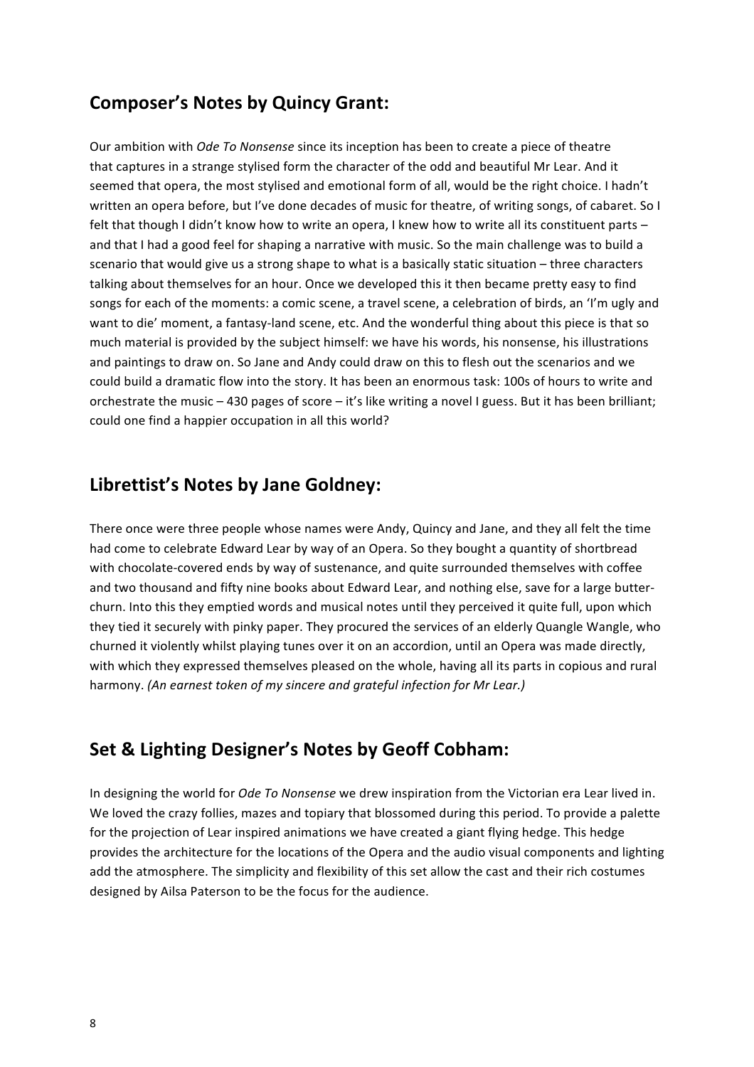## Composer's Notes by Quincy Grant:

Our ambition with *Ode To Nonsense* since its inception has been to create a piece of theatre that captures in a strange stylised form the character of the odd and beautiful Mr Lear. And it seemed that opera, the most stylised and emotional form of all, would be the right choice. I hadn't written an opera before, but I've done decades of music for theatre, of writing songs, of cabaret. So I felt that though I didn't know how to write an opera, I knew how to write all its constituent parts – and that I had a good feel for shaping a narrative with music. So the main challenge was to build a scenario that would give us a strong shape to what is a basically static situation – three characters talking about themselves for an hour. Once we developed this it then became pretty easy to find songs for each of the moments: a comic scene, a travel scene, a celebration of birds, an 'I'm ugly and want to die' moment, a fantasy-land scene, etc. And the wonderful thing about this piece is that so much material is provided by the subject himself: we have his words, his nonsense, his illustrations and paintings to draw on. So Jane and Andy could draw on this to flesh out the scenarios and we could build a dramatic flow into the story. It has been an enormous task: 100s of hours to write and orchestrate the music – 430 pages of score – it's like writing a novel I guess. But it has been brilliant; could one find a happier occupation in all this world?

## Librettist's Notes by Jane Goldney:

There once were three people whose names were Andy, Quincy and Jane, and they all felt the time had come to celebrate Edward Lear by way of an Opera. So they bought a quantity of shortbread with chocolate-covered ends by way of sustenance, and quite surrounded themselves with coffee and two thousand and fifty nine books about Edward Lear, and nothing else, save for a large butter-churn. Into this they emptied words and musical notes until they perceived it quite full, upon which they tied it securely with pinky paper. They procured the services of an elderly Quangle Wangle, who churned it violently whilst playing tunes over it on an accordion, until an Opera was made directly, with which they expressed themselves pleased on the whole, having all its parts in copious and rural harmony. *(An earnest token of my sincere and grateful infection for Mr Lear.)*

## Set & Lighting Designer's Notes by Geoff Cobham:

In designing the world for *Ode To Nonsense* we drew inspiration from the Victorian era Lear lived in. We loved the crazy follies, mazes and topiary that blossomed during this period. To provide a palette for the projection of Lear inspired animations we have created a giant flying hedge. This hedge provides the architecture for the locations of the Opera and the audio visual components and lighting add the atmosphere. The simplicity and flexibility of this set allow the cast and their rich costumes designed by Ailsa Paterson to be the focus for the audience.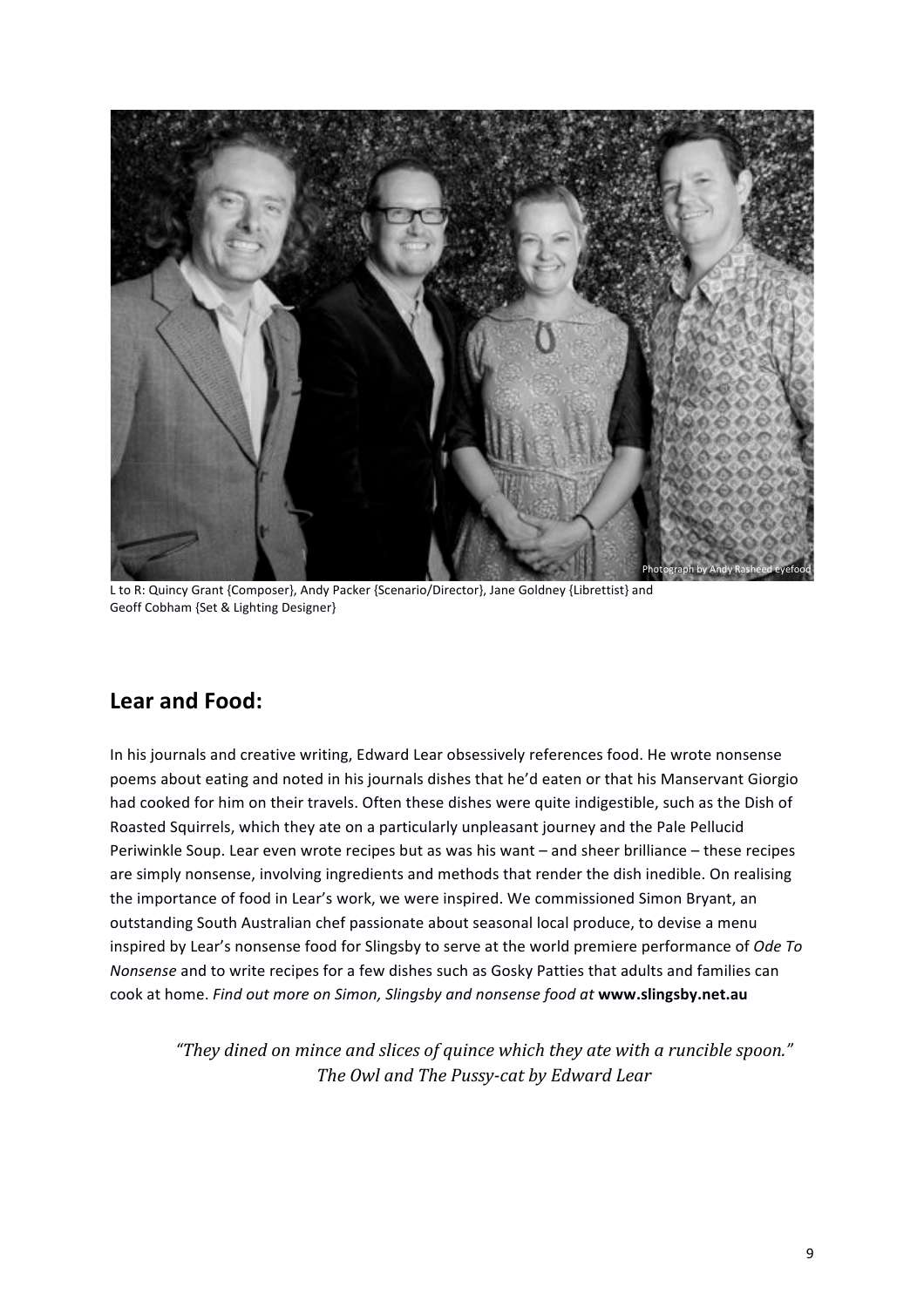Photograph by Andy Rasheed eyefood

L to R: Quincy Grant {Composer}, Andy Packer {Scenario/Director}, Jane Goldney {Librettist} and Geoff Cobham {Set & Lighting Designer}

## Lear and Food:

In his journals and creative writing, Edward Lear obsessively references food. He wrote nonsense poems about eating and noted in his journals dishes that he'd eaten or that his Manservant Giorgio had cooked for him on their travels. Often these dishes were quite indigestible, such as the Dish of Roasted Squirrels, which they ate on a particularly unpleasant journey and the Pale Pellucid Periwinkle Soup. Lear even wrote recipes but as was his want – and sheer brilliance – these recipes are simply nonsense, involving ingredients and methods that render the dish inedible. On realising the importance of food in Lear's work, we were inspired. We commissioned Simon Bryant, an outstanding South Australian chef passionate about seasonal local produce, to devise a menu inspired by Lear's nonsense food for Slingsby to serve at the world premiere performance of *Ode To Nonsense* and to write recipes for a few dishes such as Gosky Patties that adults and families can cook at home. *Find out more on Simon, Slingsby and nonsense food at* **www.slingsby.net.au**

> *"They dined on mince and slices of quince which they ate with a runcible spoon."*
> *The Owl and The Pussy-cat by Edward Lear*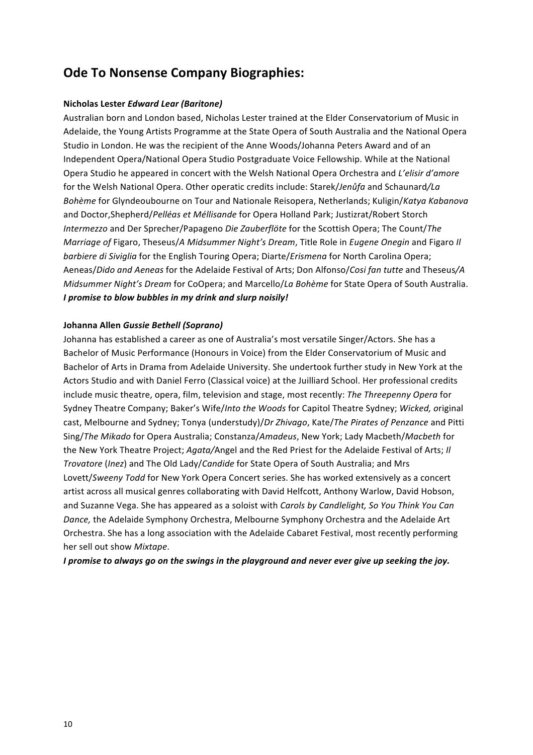## Ode To Nonsense Company Biographies:

**Nicholas Lester** ***Edward Lear (Baritone)***

Australian born and London based, Nicholas Lester trained at the Elder Conservatorium of Music in Adelaide, the Young Artists Programme at the State Opera of South Australia and the National Opera Studio in London. He was the recipient of the Anne Woods/Johanna Peters Award and of an Independent Opera/National Opera Studio Postgraduate Voice Fellowship. While at the National Opera Studio he appeared in concert with the Welsh National Opera Orchestra and *L'elisir d'amore* for the Welsh National Opera. Other operatic credits include: Starek/*Jenůfa* and Schaunard/*La Bohème* for Glyndeoubourne on Tour and Nationale Reisopera, Netherlands; Kuligin/*Katya Kabanova* and Doctor,Shepherd/*Pelléas et Méllisande* for Opera Holland Park; Justizrat/Robert Storch *Intermezzo* and Der Sprecher/Papageno *Die Zauberflöte* for the Scottish Opera; The Count/*The Marriage of* Figaro, Theseus/*A Midsummer Night's Dream*, Title Role in *Eugene Onegin* and Figaro *Il barbiere di Siviglia* for the English Touring Opera; Diarte/*Erismena* for North Carolina Opera; Aeneas/*Dido and Aeneas* for the Adelaide Festival of Arts; Don Alfonso/*Cosi fan tutte* and Theseus/*A Midsummer Night's Dream* for CoOpera; and Marcello/*La Bohème* for State Opera of South Australia.
***I promise to blow bubbles in my drink and slurp noisily!***

**Johanna Allen** ***Gussie Bethell (Soprano)***

Johanna has established a career as one of Australia's most versatile Singer/Actors. She has a Bachelor of Music Performance (Honours in Voice) from the Elder Conservatorium of Music and Bachelor of Arts in Drama from Adelaide University. She undertook further study in New York at the Actors Studio and with Daniel Ferro (Classical voice) at the Juilliard School. Her professional credits include music theatre, opera, film, television and stage, most recently: *The Threepenny Opera* for Sydney Theatre Company; Baker's Wife/*Into the Woods* for Capitol Theatre Sydney; *Wicked,* original cast, Melbourne and Sydney; Tonya (understudy)/*Dr Zhivago*, Kate/*The Pirates of Penzance* and Pitti Sing/*The Mikado* for Opera Australia; Constanza/*Amadeus*, New York; Lady Macbeth/*Macbeth* for the New York Theatre Project; *Agata/*Angel and the Red Priest for the Adelaide Festival of Arts; *Il Trovatore* (*Inez*) and The Old Lady/*Candide* for State Opera of South Australia; and Mrs Lovett/*Sweeny Todd* for New York Opera Concert series. She has worked extensively as a concert artist across all musical genres collaborating with David Helfcott, Anthony Warlow, David Hobson, and Suzanne Vega. She has appeared as a soloist with *Carols by Candlelight, So You Think You Can Dance,* the Adelaide Symphony Orchestra, Melbourne Symphony Orchestra and the Adelaide Art Orchestra. She has a long association with the Adelaide Cabaret Festival, most recently performing her sell out show *Mixtape*.
***I promise to always go on the swings in the playground and never ever give up seeking the joy.***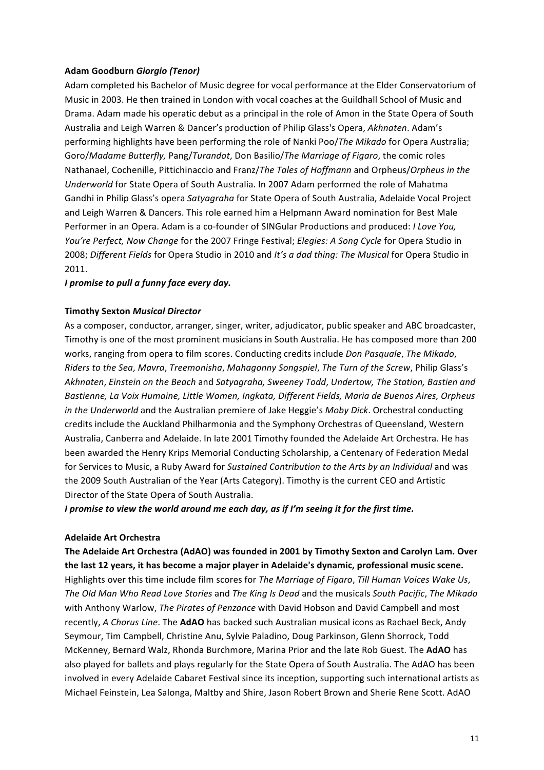**Adam Goodburn** ***Giorgio (Tenor)***

Adam completed his Bachelor of Music degree for vocal performance at the Elder Conservatorium of Music in 2003. He then trained in London with vocal coaches at the Guildhall School of Music and Drama. Adam made his operatic debut as a principal in the role of Amon in the State Opera of South Australia and Leigh Warren & Dancer's production of Philip Glass's Opera, *Akhnaten*. Adam's performing highlights have been performing the role of Nanki Poo/*The Mikado* for Opera Australia; Goro/*Madame Butterfly,* Pang/*Turandot*, Don Basilio/*The Marriage of Figaro*, the comic roles Nathanael, Cochenille, Pittichinaccio and Franz/*The Tales of Hoffmann* and Orpheus/*Orpheus in the Underworld* for State Opera of South Australia. In 2007 Adam performed the role of Mahatma Gandhi in Philip Glass's opera *Satyagraha* for State Opera of South Australia, Adelaide Vocal Project and Leigh Warren & Dancers. This role earned him a Helpmann Award nomination for Best Male Performer in an Opera. Adam is a co-founder of SINGular Productions and produced: *I Love You, You're Perfect, Now Change* for the 2007 Fringe Festival; *Elegies: A Song Cycle* for Opera Studio in 2008; *Different Fields* for Opera Studio in 2010 and *It's a dad thing: The Musical* for Opera Studio in 2011.

***I promise to pull a funny face every day.***

**Timothy Sexton** ***Musical Director***

As a composer, conductor, arranger, singer, writer, adjudicator, public speaker and ABC broadcaster, Timothy is one of the most prominent musicians in South Australia. He has composed more than 200 works, ranging from opera to film scores. Conducting credits include *Don Pasquale*, *The Mikado*, *Riders to the Sea*, *Mavra*, *Treemonisha*, *Mahagonny Songspiel*, *The Turn of the Screw*, Philip Glass's *Akhnaten*, *Einstein on the Beach* and *Satyagraha, Sweeney Todd*, *Undertow, The Station, Bastien and Bastienne, La Voix Humaine, Little Women, Ingkata, Different Fields, Maria de Buenos Aires, Orpheus in the Underworld* and the Australian premiere of Jake Heggie's *Moby Dick*. Orchestral conducting credits include the Auckland Philharmonia and the Symphony Orchestras of Queensland, Western Australia, Canberra and Adelaide. In late 2001 Timothy founded the Adelaide Art Orchestra. He has been awarded the Henry Krips Memorial Conducting Scholarship, a Centenary of Federation Medal for Services to Music, a Ruby Award for *Sustained Contribution to the Arts by an Individual* and was the 2009 South Australian of the Year (Arts Category). Timothy is the current CEO and Artistic Director of the State Opera of South Australia.

***I promise to view the world around me each day, as if I'm seeing it for the first time.***

**Adelaide Art Orchestra**

**The Adelaide Art Orchestra (AdAO) was founded in 2001 by Timothy Sexton and Carolyn Lam. Over the last 12 years, it has become a major player in Adelaide's dynamic, professional music scene.** Highlights over this time include film scores for *The Marriage of Figaro*, *Till Human Voices Wake Us*, *The Old Man Who Read Love Stories* and *The King Is Dead* and the musicals *South Pacific*, *The Mikado* with Anthony Warlow, *The Pirates of Penzance* with David Hobson and David Campbell and most recently, *A Chorus Line*. The **AdAO** has backed such Australian musical icons as Rachael Beck, Andy Seymour, Tim Campbell, Christine Anu, Sylvie Paladino, Doug Parkinson, Glenn Shorrock, Todd McKenney, Bernard Walz, Rhonda Burchmore, Marina Prior and the late Rob Guest. The **AdAO** has also played for ballets and plays regularly for the State Opera of South Australia. The AdAO has been involved in every Adelaide Cabaret Festival since its inception, supporting such international artists as Michael Feinstein, Lea Salonga, Maltby and Shire, Jason Robert Brown and Sherie Rene Scott. AdAO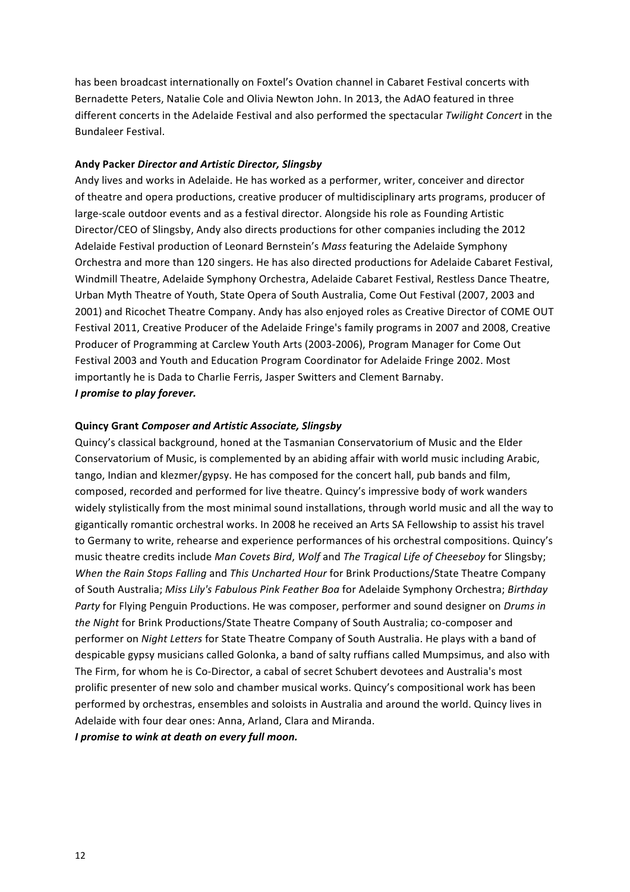has been broadcast internationally on Foxtel's Ovation channel in Cabaret Festival concerts with Bernadette Peters, Natalie Cole and Olivia Newton John. In 2013, the AdAO featured in three different concerts in the Adelaide Festival and also performed the spectacular *Twilight Concert* in the Bundaleer Festival.

**Andy Packer** ***Director and Artistic Director, Slingsby***

Andy lives and works in Adelaide. He has worked as a performer, writer, conceiver and director of theatre and opera productions, creative producer of multidisciplinary arts programs, producer of large-scale outdoor events and as a festival director. Alongside his role as Founding Artistic Director/CEO of Slingsby, Andy also directs productions for other companies including the 2012 Adelaide Festival production of Leonard Bernstein's *Mass* featuring the Adelaide Symphony Orchestra and more than 120 singers. He has also directed productions for Adelaide Cabaret Festival, Windmill Theatre, Adelaide Symphony Orchestra, Adelaide Cabaret Festival, Restless Dance Theatre, Urban Myth Theatre of Youth, State Opera of South Australia, Come Out Festival (2007, 2003 and 2001) and Ricochet Theatre Company. Andy has also enjoyed roles as Creative Director of COME OUT Festival 2011, Creative Producer of the Adelaide Fringe's family programs in 2007 and 2008, Creative Producer of Programming at Carclew Youth Arts (2003-2006), Program Manager for Come Out Festival 2003 and Youth and Education Program Coordinator for Adelaide Fringe 2002. Most importantly he is Dada to Charlie Ferris, Jasper Switters and Clement Barnaby.

***I promise to play forever.***

**Quincy Grant** ***Composer and Artistic Associate, Slingsby***

Quincy's classical background, honed at the Tasmanian Conservatorium of Music and the Elder Conservatorium of Music, is complemented by an abiding affair with world music including Arabic, tango, Indian and klezmer/gypsy. He has composed for the concert hall, pub bands and film, composed, recorded and performed for live theatre. Quincy's impressive body of work wanders widely stylistically from the most minimal sound installations, through world music and all the way to gigantically romantic orchestral works. In 2008 he received an Arts SA Fellowship to assist his travel to Germany to write, rehearse and experience performances of his orchestral compositions. Quincy's music theatre credits include *Man Covets Bird*, *Wolf* and *The Tragical Life of Cheeseboy* for Slingsby; *When the Rain Stops Falling* and *This Uncharted Hour* for Brink Productions/State Theatre Company of South Australia; *Miss Lily's Fabulous Pink Feather Boa* for Adelaide Symphony Orchestra; *Birthday Party* for Flying Penguin Productions. He was composer, performer and sound designer on *Drums in the Night* for Brink Productions/State Theatre Company of South Australia; co-composer and performer on *Night Letters* for State Theatre Company of South Australia. He plays with a band of despicable gypsy musicians called Golonka, a band of salty ruffians called Mumpsimus, and also with The Firm, for whom he is Co-Director, a cabal of secret Schubert devotees and Australia's most prolific presenter of new solo and chamber musical works. Quincy's compositional work has been performed by orchestras, ensembles and soloists in Australia and around the world. Quincy lives in Adelaide with four dear ones: Anna, Arland, Clara and Miranda.

***I promise to wink at death on every full moon.***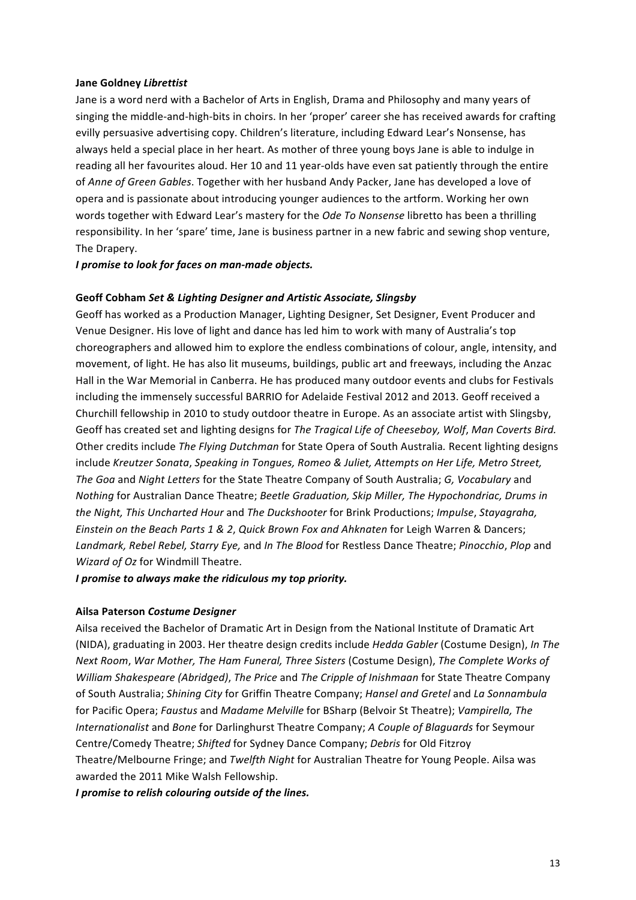**Jane Goldney** ***Librettist***

Jane is a word nerd with a Bachelor of Arts in English, Drama and Philosophy and many years of singing the middle-and-high-bits in choirs. In her 'proper' career she has received awards for crafting evilly persuasive advertising copy. Children's literature, including Edward Lear's Nonsense, has always held a special place in her heart. As mother of three young boys Jane is able to indulge in reading all her favourites aloud. Her 10 and 11 year-olds have even sat patiently through the entire of *Anne of Green Gables*. Together with her husband Andy Packer, Jane has developed a love of opera and is passionate about introducing younger audiences to the artform. Working her own words together with Edward Lear's mastery for the *Ode To Nonsense* libretto has been a thrilling responsibility. In her 'spare' time, Jane is business partner in a new fabric and sewing shop venture, The Drapery.

***I promise to look for faces on man-made objects.***

**Geoff Cobham** ***Set & Lighting Designer and Artistic Associate, Slingsby***

Geoff has worked as a Production Manager, Lighting Designer, Set Designer, Event Producer and Venue Designer. His love of light and dance has led him to work with many of Australia's top choreographers and allowed him to explore the endless combinations of colour, angle, intensity, and movement, of light. He has also lit museums, buildings, public art and freeways, including the Anzac Hall in the War Memorial in Canberra. He has produced many outdoor events and clubs for Festivals including the immensely successful BARRIO for Adelaide Festival 2012 and 2013. Geoff received a Churchill fellowship in 2010 to study outdoor theatre in Europe. As an associate artist with Slingsby, Geoff has created set and lighting designs for *The Tragical Life of Cheeseboy, Wolf*, *Man Coverts Bird.* Other credits include *The Flying Dutchman* for State Opera of South Australia. Recent lighting designs include *Kreutzer Sonata*, *Speaking in Tongues, Romeo & Juliet, Attempts on Her Life, Metro Street, The Goa* and *Night Letters* for the State Theatre Company of South Australia; *G, Vocabulary* and *Nothing* for Australian Dance Theatre; *Beetle Graduation, Skip Miller, The Hypochondriac, Drums in the Night, This Uncharted Hour* and *The Duckshooter* for Brink Productions; *Impulse*, *Stayagraha, Einstein on the Beach Parts 1 & 2*, *Quick Brown Fox and Ahknaten* for Leigh Warren & Dancers; *Landmark, Rebel Rebel, Starry Eye,* and *In The Blood* for Restless Dance Theatre; *Pinocchio*, *Plop* and *Wizard of Oz* for Windmill Theatre.

***I promise to always make the ridiculous my top priority.***

**Ailsa Paterson** ***Costume Designer***

Ailsa received the Bachelor of Dramatic Art in Design from the National Institute of Dramatic Art (NIDA), graduating in 2003. Her theatre design credits include *Hedda Gabler* (Costume Design), *In The Next Room*, *War Mother, The Ham Funeral, Three Sisters* (Costume Design), *The Complete Works of William Shakespeare (Abridged)*, *The Price* and *The Cripple of Inishmaan* for State Theatre Company of South Australia; *Shining City* for Griffin Theatre Company; *Hansel and Gretel* and *La Sonnambula* for Pacific Opera; *Faustus* and *Madame Melville* for BSharp (Belvoir St Theatre); *Vampirella, The Internationalist* and *Bone* for Darlinghurst Theatre Company; *A Couple of Blaguards* for Seymour Centre/Comedy Theatre; *Shifted* for Sydney Dance Company; *Debris* for Old Fitzroy Theatre/Melbourne Fringe; and *Twelfth Night* for Australian Theatre for Young People. Ailsa was awarded the 2011 Mike Walsh Fellowship.

***I promise to relish colouring outside of the lines.***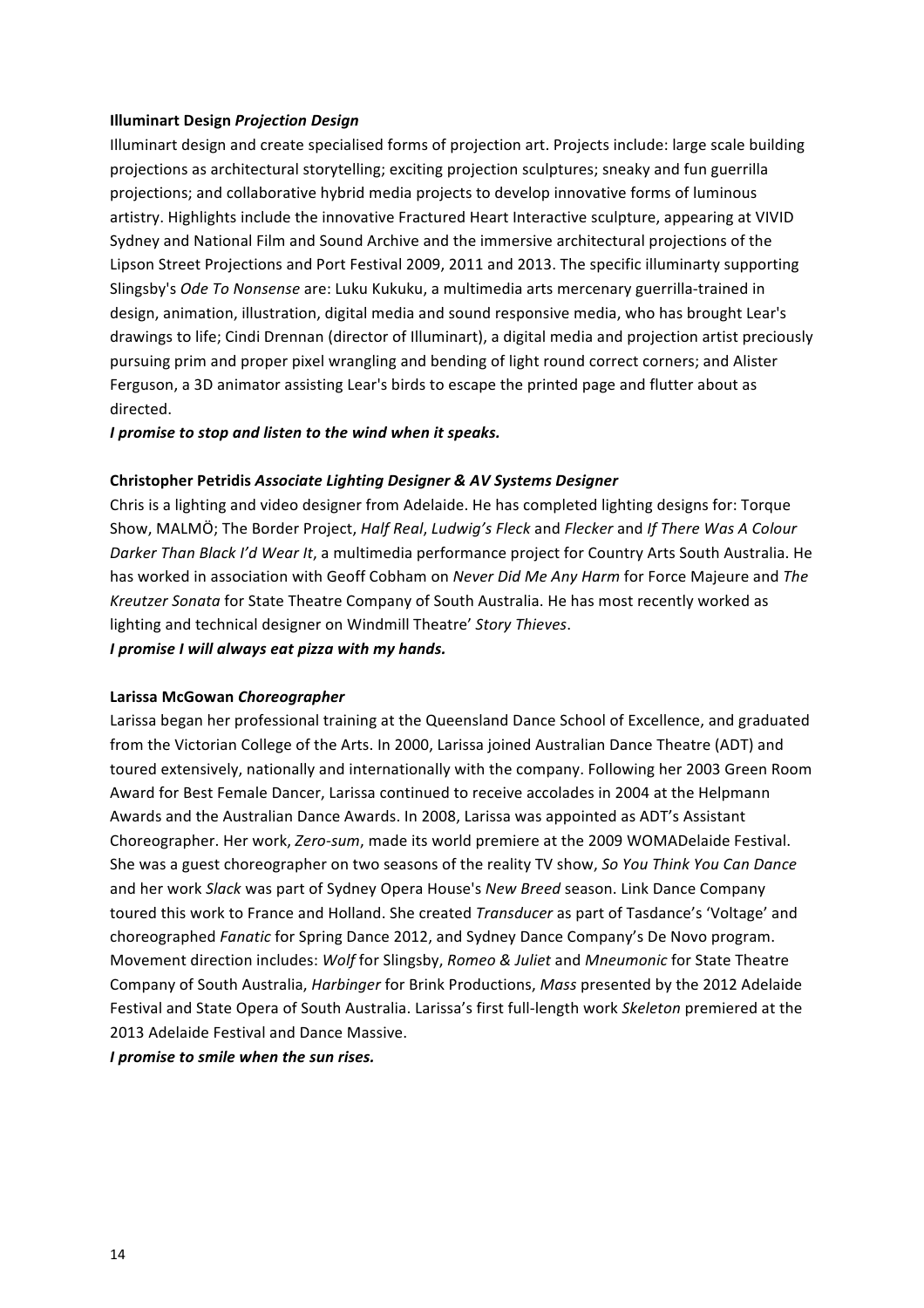**Illuminart Design** ***Projection Design***

Illuminart design and create specialised forms of projection art. Projects include: large scale building projections as architectural storytelling; exciting projection sculptures; sneaky and fun guerrilla projections; and collaborative hybrid media projects to develop innovative forms of luminous artistry. Highlights include the innovative Fractured Heart Interactive sculpture, appearing at VIVID Sydney and National Film and Sound Archive and the immersive architectural projections of the Lipson Street Projections and Port Festival 2009, 2011 and 2013. The specific illuminarty supporting Slingsby's *Ode To Nonsense* are: Luku Kukuku, a multimedia arts mercenary guerrilla-trained in design, animation, illustration, digital media and sound responsive media, who has brought Lear's drawings to life; Cindi Drennan (director of Illuminart), a digital media and projection artist preciously pursuing prim and proper pixel wrangling and bending of light round correct corners; and Alister Ferguson, a 3D animator assisting Lear's birds to escape the printed page and flutter about as directed.

***I promise to stop and listen to the wind when it speaks.***

**Christopher Petridis** ***Associate Lighting Designer & AV Systems Designer***

Chris is a lighting and video designer from Adelaide. He has completed lighting designs for: Torque Show, MALMÖ; The Border Project, *Half Real*, *Ludwig's Fleck* and *Flecker* and *If There Was A Colour Darker Than Black I'd Wear It*, a multimedia performance project for Country Arts South Australia. He has worked in association with Geoff Cobham on *Never Did Me Any Harm* for Force Majeure and *The Kreutzer Sonata* for State Theatre Company of South Australia. He has most recently worked as lighting and technical designer on Windmill Theatre' *Story Thieves*.

***I promise I will always eat pizza with my hands.***

**Larissa McGowan** ***Choreographer***

Larissa began her professional training at the Queensland Dance School of Excellence, and graduated from the Victorian College of the Arts. In 2000, Larissa joined Australian Dance Theatre (ADT) and toured extensively, nationally and internationally with the company. Following her 2003 Green Room Award for Best Female Dancer, Larissa continued to receive accolades in 2004 at the Helpmann Awards and the Australian Dance Awards. In 2008, Larissa was appointed as ADT's Assistant Choreographer. Her work, *Zero-sum*, made its world premiere at the 2009 WOMADelaide Festival. She was a guest choreographer on two seasons of the reality TV show, *So You Think You Can Dance* and her work *Slack* was part of Sydney Opera House's *New Breed* season. Link Dance Company toured this work to France and Holland. She created *Transducer* as part of Tasdance's 'Voltage' and choreographed *Fanatic* for Spring Dance 2012, and Sydney Dance Company's De Novo program. Movement direction includes: *Wolf* for Slingsby, *Romeo & Juliet* and *Mneumonic* for State Theatre Company of South Australia, *Harbinger* for Brink Productions, *Mass* presented by the 2012 Adelaide Festival and State Opera of South Australia. Larissa's first full-length work *Skeleton* premiered at the 2013 Adelaide Festival and Dance Massive.

***I promise to smile when the sun rises.***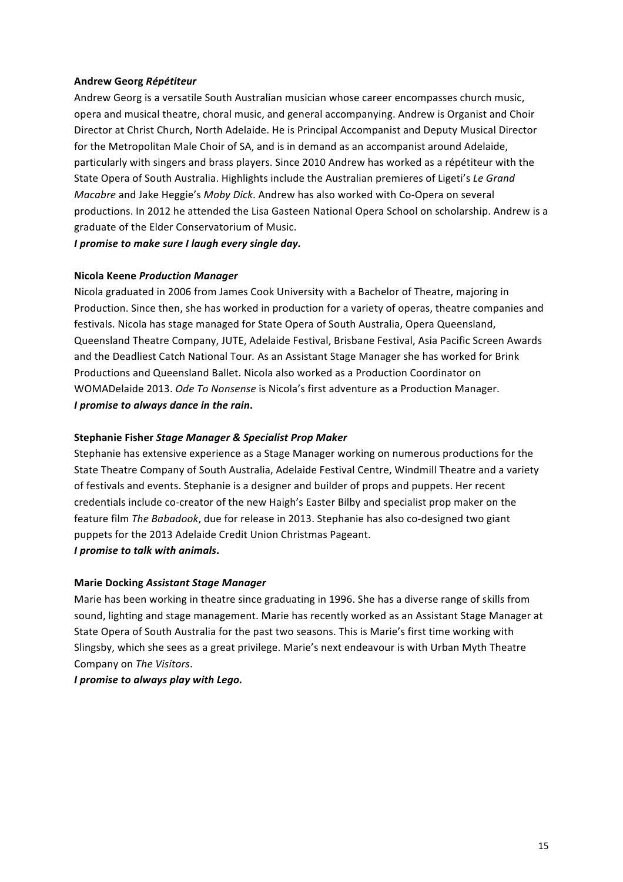**Andrew Georg *Répétiteur***

Andrew Georg is a versatile South Australian musician whose career encompasses church music, opera and musical theatre, choral music, and general accompanying. Andrew is Organist and Choir Director at Christ Church, North Adelaide. He is Principal Accompanist and Deputy Musical Director for the Metropolitan Male Choir of SA, and is in demand as an accompanist around Adelaide, particularly with singers and brass players. Since 2010 Andrew has worked as a répétiteur with the State Opera of South Australia. Highlights include the Australian premieres of Ligeti's *Le Grand Macabre* and Jake Heggie's *Moby Dick*. Andrew has also worked with Co-Opera on several productions. In 2012 he attended the Lisa Gasteen National Opera School on scholarship. Andrew is a graduate of the Elder Conservatorium of Music.

***I promise to make sure I laugh every single day.***

**Nicola Keene *Production Manager***

Nicola graduated in 2006 from James Cook University with a Bachelor of Theatre, majoring in Production. Since then, she has worked in production for a variety of operas, theatre companies and festivals. Nicola has stage managed for State Opera of South Australia, Opera Queensland, Queensland Theatre Company, JUTE, Adelaide Festival, Brisbane Festival, Asia Pacific Screen Awards and the Deadliest Catch National Tour. As an Assistant Stage Manager she has worked for Brink Productions and Queensland Ballet. Nicola also worked as a Production Coordinator on WOMADelaide 2013. *Ode To Nonsense* is Nicola's first adventure as a Production Manager.

***I promise to always dance in the rain*.**

**Stephanie Fisher *Stage Manager & Specialist Prop Maker***

Stephanie has extensive experience as a Stage Manager working on numerous productions for the State Theatre Company of South Australia, Adelaide Festival Centre, Windmill Theatre and a variety of festivals and events. Stephanie is a designer and builder of props and puppets. Her recent credentials include co-creator of the new Haigh's Easter Bilby and specialist prop maker on the feature film *The Babadook*, due for release in 2013. Stephanie has also co-designed two giant puppets for the 2013 Adelaide Credit Union Christmas Pageant.

***I promise to talk with animals*.**

**Marie Docking *Assistant Stage Manager***

Marie has been working in theatre since graduating in 1996. She has a diverse range of skills from sound, lighting and stage management. Marie has recently worked as an Assistant Stage Manager at State Opera of South Australia for the past two seasons. This is Marie's first time working with Slingsby, which she sees as a great privilege. Marie's next endeavour is with Urban Myth Theatre Company on *The Visitors*.

***I promise to always play with Lego.***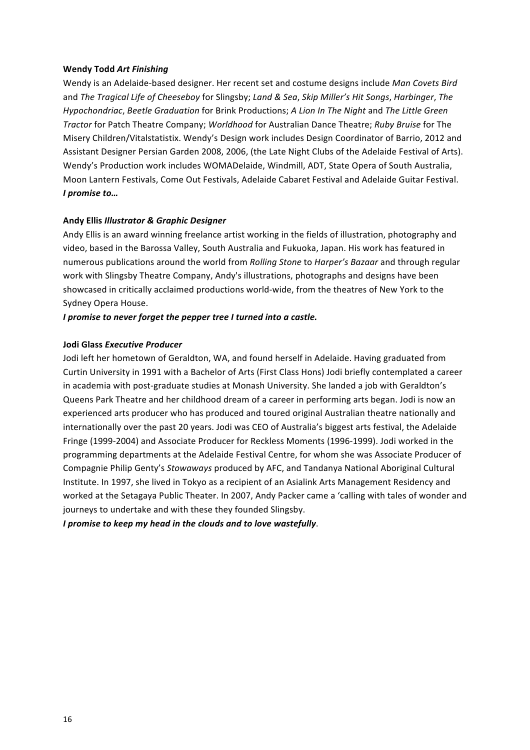**Wendy Todd** ***Art Finishing***

Wendy is an Adelaide-based designer. Her recent set and costume designs include *Man Covets Bird* and *The Tragical Life of Cheeseboy* for Slingsby; *Land & Sea*, *Skip Miller's Hit Songs*, *Harbinger*, *The Hypochondriac*, *Beetle Graduation* for Brink Productions; *A Lion In The Night* and *The Little Green Tractor* for Patch Theatre Company; *Worldhood* for Australian Dance Theatre; *Ruby Bruise* for The Misery Children/Vitalstatistix. Wendy's Design work includes Design Coordinator of Barrio, 2012 and Assistant Designer Persian Garden 2008, 2006, (the Late Night Clubs of the Adelaide Festival of Arts). Wendy's Production work includes WOMADelaide, Windmill, ADT, State Opera of South Australia, Moon Lantern Festivals, Come Out Festivals, Adelaide Cabaret Festival and Adelaide Guitar Festival.
***I promise to…***

**Andy Ellis** ***Illustrator & Graphic Designer***

Andy Ellis is an award winning freelance artist working in the fields of illustration, photography and video, based in the Barossa Valley, South Australia and Fukuoka, Japan. His work has featured in numerous publications around the world from *Rolling Stone* to *Harper's Bazaar* and through regular work with Slingsby Theatre Company, Andy's illustrations, photographs and designs have been showcased in critically acclaimed productions world-wide, from the theatres of New York to the Sydney Opera House.

***I promise to never forget the pepper tree I turned into a castle.***

**Jodi Glass** ***Executive Producer***

Jodi left her hometown of Geraldton, WA, and found herself in Adelaide. Having graduated from Curtin University in 1991 with a Bachelor of Arts (First Class Hons) Jodi briefly contemplated a career in academia with post-graduate studies at Monash University. She landed a job with Geraldton's Queens Park Theatre and her childhood dream of a career in performing arts began. Jodi is now an experienced arts producer who has produced and toured original Australian theatre nationally and internationally over the past 20 years. Jodi was CEO of Australia's biggest arts festival, the Adelaide Fringe (1999-2004) and Associate Producer for Reckless Moments (1996-1999). Jodi worked in the programming departments at the Adelaide Festival Centre, for whom she was Associate Producer of Compagnie Philip Genty's *Stowaways* produced by AFC, and Tandanya National Aboriginal Cultural Institute. In 1997, she lived in Tokyo as a recipient of an Asialink Arts Management Residency and worked at the Setagaya Public Theater. In 2007, Andy Packer came a 'calling with tales of wonder and journeys to undertake and with these they founded Slingsby.

***I promise to keep my head in the clouds and to love wastefully***.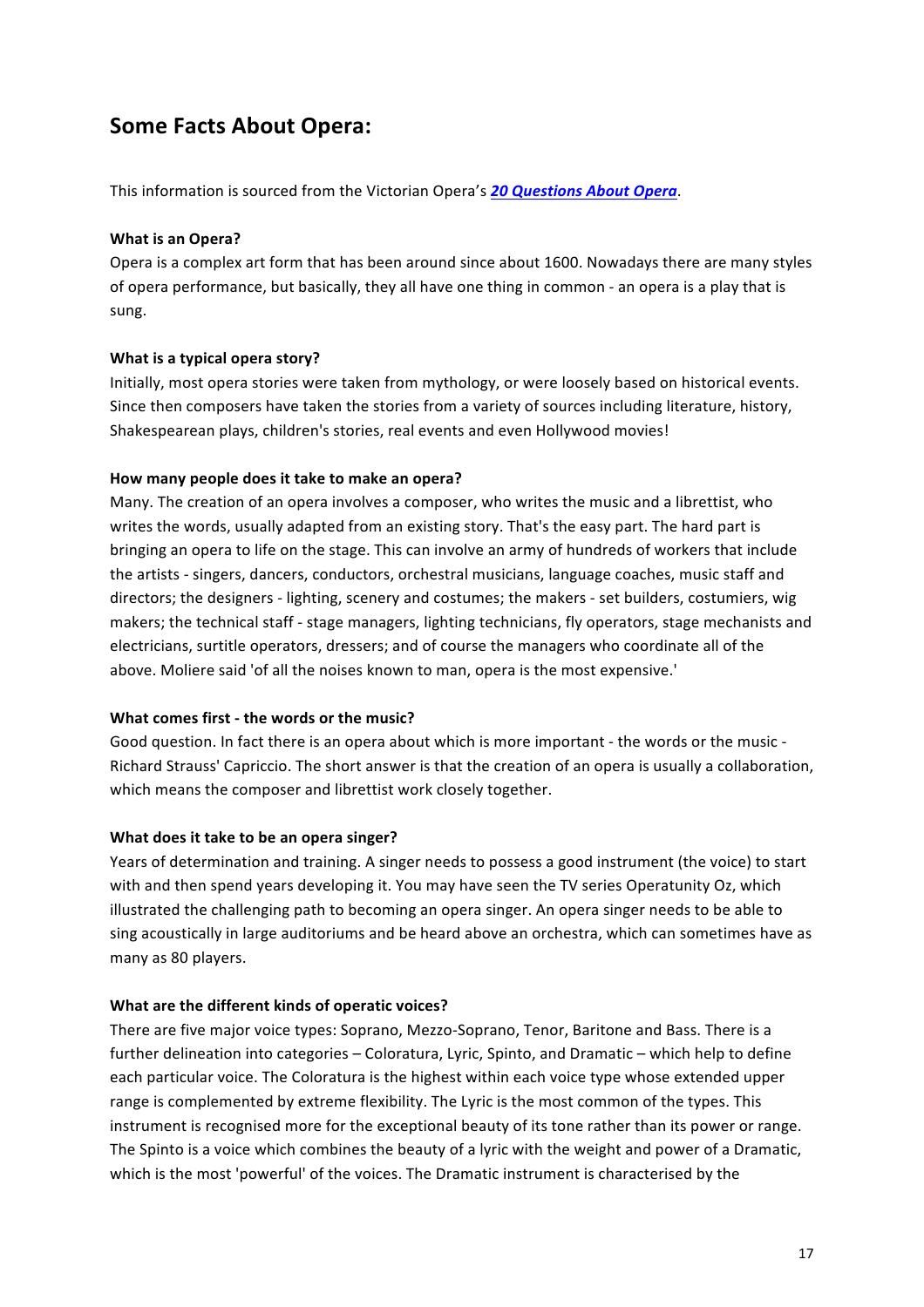## Some Facts About Opera:

This information is sourced from the Victorian Opera's ***20 Questions About Opera***.

**What is an Opera?**
Opera is a complex art form that has been around since about 1600. Nowadays there are many styles of opera performance, but basically, they all have one thing in common - an opera is a play that is sung.

**What is a typical opera story?**
Initially, most opera stories were taken from mythology, or were loosely based on historical events. Since then composers have taken the stories from a variety of sources including literature, history, Shakespearean plays, children's stories, real events and even Hollywood movies!

**How many people does it take to make an opera?**
Many. The creation of an opera involves a composer, who writes the music and a librettist, who writes the words, usually adapted from an existing story. That's the easy part. The hard part is bringing an opera to life on the stage. This can involve an army of hundreds of workers that include the artists - singers, dancers, conductors, orchestral musicians, language coaches, music staff and directors; the designers - lighting, scenery and costumes; the makers - set builders, costumiers, wig makers; the technical staff - stage managers, lighting technicians, fly operators, stage mechanists and electricians, surtitle operators, dressers; and of course the managers who coordinate all of the above. Moliere said 'of all the noises known to man, opera is the most expensive.'

**What comes first - the words or the music?**
Good question. In fact there is an opera about which is more important - the words or the music - Richard Strauss' Capriccio. The short answer is that the creation of an opera is usually a collaboration, which means the composer and librettist work closely together.

**What does it take to be an opera singer?**
Years of determination and training. A singer needs to possess a good instrument (the voice) to start with and then spend years developing it. You may have seen the TV series Operatunity Oz, which illustrated the challenging path to becoming an opera singer. An opera singer needs to be able to sing acoustically in large auditoriums and be heard above an orchestra, which can sometimes have as many as 80 players.

**What are the different kinds of operatic voices?**
There are five major voice types: Soprano, Mezzo-Soprano, Tenor, Baritone and Bass. There is a further delineation into categories – Coloratura, Lyric, Spinto, and Dramatic – which help to define each particular voice. The Coloratura is the highest within each voice type whose extended upper range is complemented by extreme flexibility. The Lyric is the most common of the types. This instrument is recognised more for the exceptional beauty of its tone rather than its power or range. The Spinto is a voice which combines the beauty of a lyric with the weight and power of a Dramatic, which is the most 'powerful' of the voices. The Dramatic instrument is characterised by the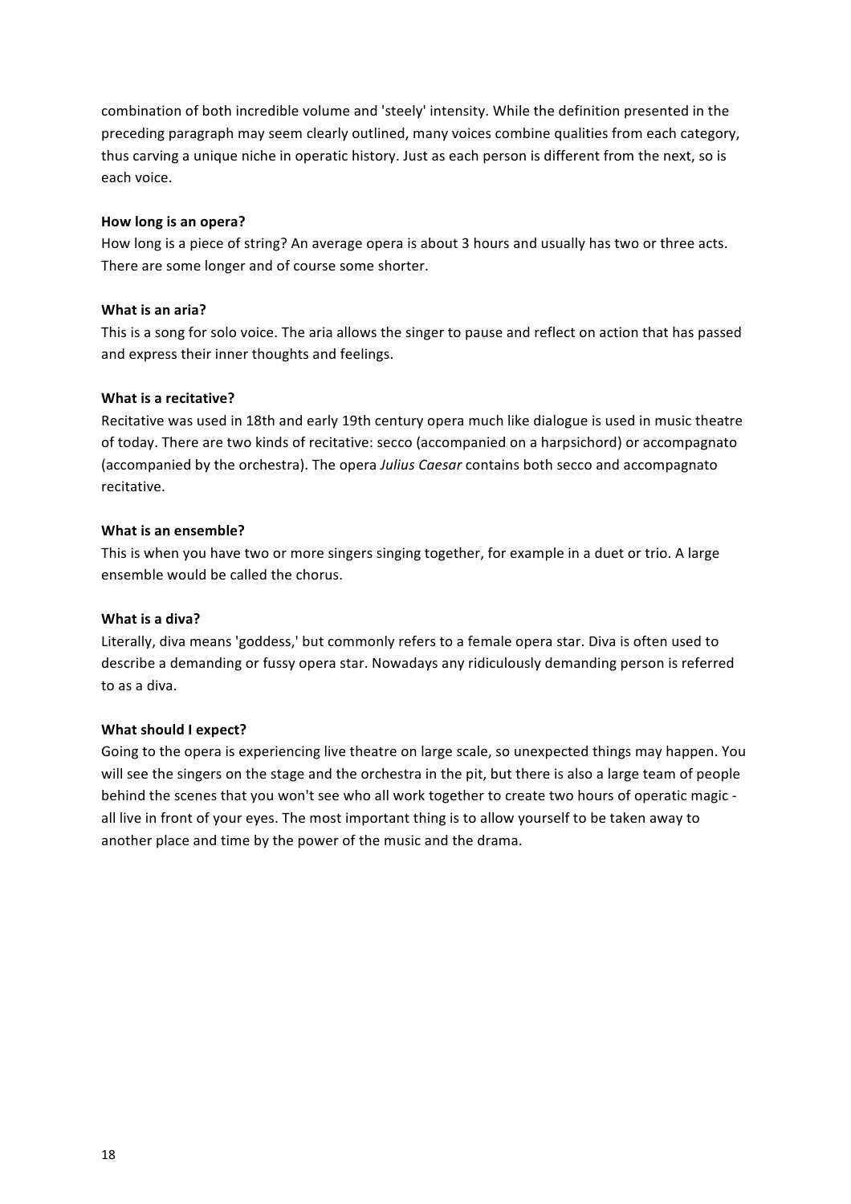combination of both incredible volume and 'steely' intensity. While the definition presented in the preceding paragraph may seem clearly outlined, many voices combine qualities from each category, thus carving a unique niche in operatic history. Just as each person is different from the next, so is each voice.

**How long is an opera?**

How long is a piece of string? An average opera is about 3 hours and usually has two or three acts. There are some longer and of course some shorter.

**What is an aria?**

This is a song for solo voice. The aria allows the singer to pause and reflect on action that has passed and express their inner thoughts and feelings.

**What is a recitative?**

Recitative was used in 18th and early 19th century opera much like dialogue is used in music theatre of today. There are two kinds of recitative: secco (accompanied on a harpsichord) or accompagnato (accompanied by the orchestra). The opera *Julius Caesar* contains both secco and accompagnato recitative.

**What is an ensemble?**

This is when you have two or more singers singing together, for example in a duet or trio. A large ensemble would be called the chorus.

**What is a diva?**

Literally, diva means 'goddess,' but commonly refers to a female opera star. Diva is often used to describe a demanding or fussy opera star. Nowadays any ridiculously demanding person is referred to as a diva.

**What should I expect?**

Going to the opera is experiencing live theatre on large scale, so unexpected things may happen. You will see the singers on the stage and the orchestra in the pit, but there is also a large team of people behind the scenes that you won't see who all work together to create two hours of operatic magic - all live in front of your eyes. The most important thing is to allow yourself to be taken away to another place and time by the power of the music and the drama.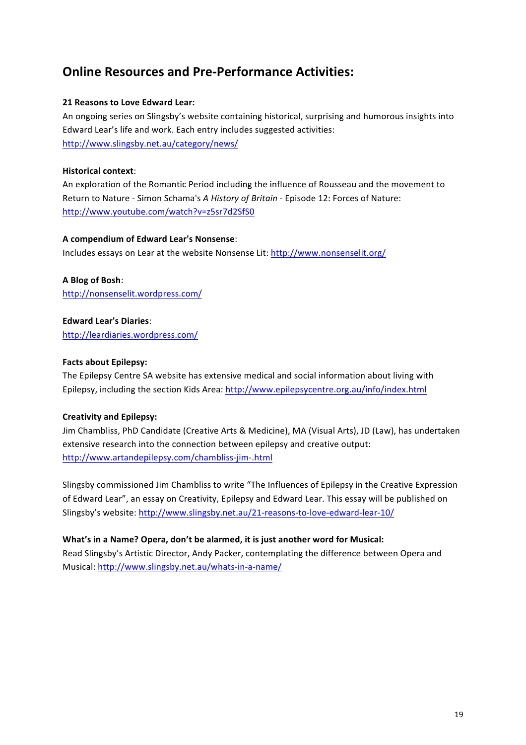## Online Resources and Pre-Performance Activities:

**21 Reasons to Love Edward Lear:**
An ongoing series on Slingsby's website containing historical, surprising and humorous insights into Edward Lear's life and work. Each entry includes suggested activities:
http://www.slingsby.net.au/category/news/

**Historical context**:
An exploration of the Romantic Period including the influence of Rousseau and the movement to Return to Nature - Simon Schama's *A History of Britain* - Episode 12: Forces of Nature:
http://www.youtube.com/watch?v=z5sr7d2SfS0

**A compendium of Edward Lear's Nonsense**:
Includes essays on Lear at the website Nonsense Lit: http://www.nonsenselit.org/

**A Blog of Bosh**:
http://nonsenselit.wordpress.com/

**Edward Lear's Diaries**:
http://leardiaries.wordpress.com/

**Facts about Epilepsy:**
The Epilepsy Centre SA website has extensive medical and social information about living with Epilepsy, including the section Kids Area: http://www.epilepsycentre.org.au/info/index.html

**Creativity and Epilepsy:**
Jim Chambliss, PhD Candidate (Creative Arts & Medicine), MA (Visual Arts), JD (Law), has undertaken extensive research into the connection between epilepsy and creative output:
http://www.artandepilepsy.com/chambliss-jim-.html

Slingsby commissioned Jim Chambliss to write "The Influences of Epilepsy in the Creative Expression of Edward Lear", an essay on Creativity, Epilepsy and Edward Lear. This essay will be published on Slingsby's website: http://www.slingsby.net.au/21-reasons-to-love-edward-lear-10/

**What's in a Name? Opera, don't be alarmed, it is just another word for Musical:**
Read Slingsby's Artistic Director, Andy Packer, contemplating the difference between Opera and Musical: http://www.slingsby.net.au/whats-in-a-name/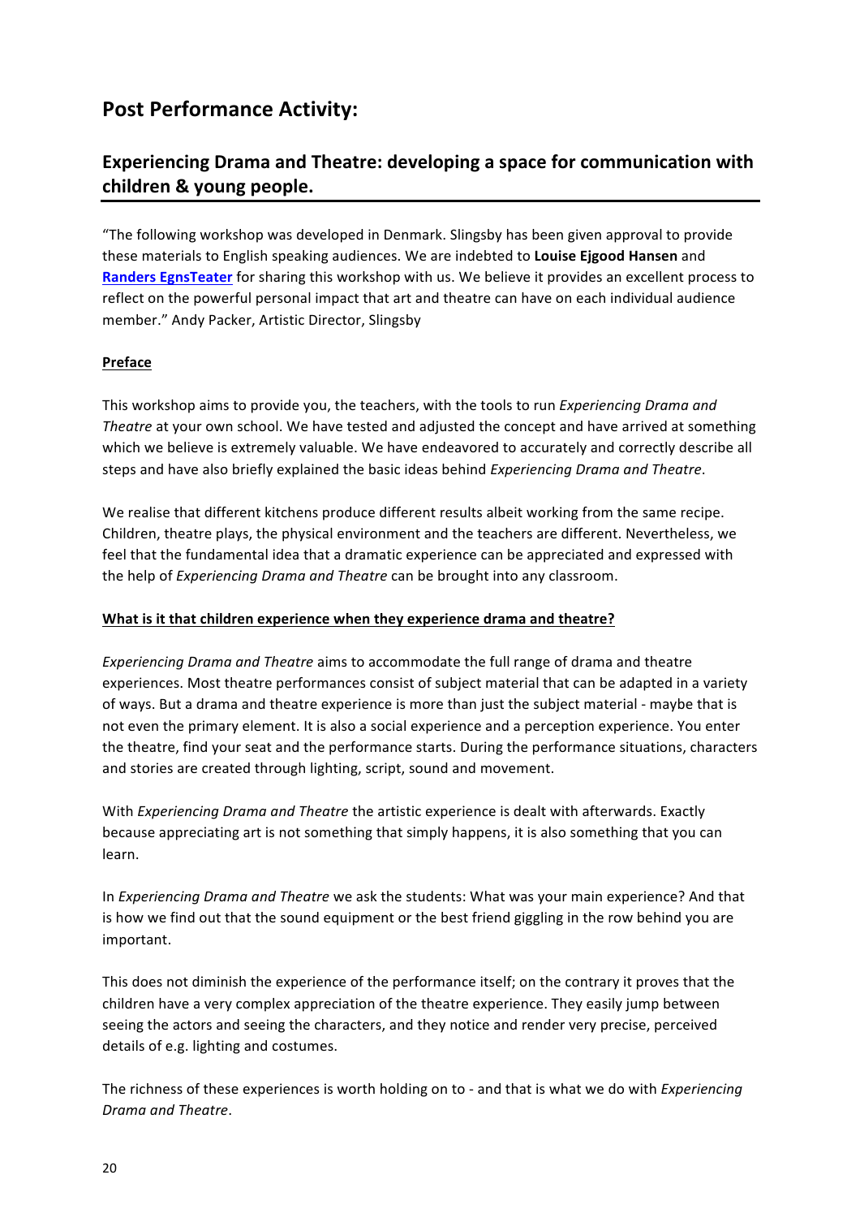## Post Performance Activity:

### Experiencing Drama and Theatre: developing a space for communication with children & young people.

"The following workshop was developed in Denmark. Slingsby has been given approval to provide these materials to English speaking audiences. We are indebted to **Louise Ejgood Hansen** and **Randers EgnsTeater** for sharing this workshop with us. We believe it provides an excellent process to reflect on the powerful personal impact that art and theatre can have on each individual audience member." Andy Packer, Artistic Director, Slingsby

**Preface**

This workshop aims to provide you, the teachers, with the tools to run *Experiencing Drama and Theatre* at your own school. We have tested and adjusted the concept and have arrived at something which we believe is extremely valuable. We have endeavored to accurately and correctly describe all steps and have also briefly explained the basic ideas behind *Experiencing Drama and Theatre*.

We realise that different kitchens produce different results albeit working from the same recipe. Children, theatre plays, the physical environment and the teachers are different. Nevertheless, we feel that the fundamental idea that a dramatic experience can be appreciated and expressed with the help of *Experiencing Drama and Theatre* can be brought into any classroom.

**What is it that children experience when they experience drama and theatre?**

*Experiencing Drama and Theatre* aims to accommodate the full range of drama and theatre experiences. Most theatre performances consist of subject material that can be adapted in a variety of ways. But a drama and theatre experience is more than just the subject material - maybe that is not even the primary element. It is also a social experience and a perception experience. You enter the theatre, find your seat and the performance starts. During the performance situations, characters and stories are created through lighting, script, sound and movement.

With *Experiencing Drama and Theatre* the artistic experience is dealt with afterwards. Exactly because appreciating art is not something that simply happens, it is also something that you can learn.

In *Experiencing Drama and Theatre* we ask the students: What was your main experience? And that is how we find out that the sound equipment or the best friend giggling in the row behind you are important.

This does not diminish the experience of the performance itself; on the contrary it proves that the children have a very complex appreciation of the theatre experience. They easily jump between seeing the actors and seeing the characters, and they notice and render very precise, perceived details of e.g. lighting and costumes.

The richness of these experiences is worth holding on to - and that is what we do with *Experiencing Drama and Theatre*.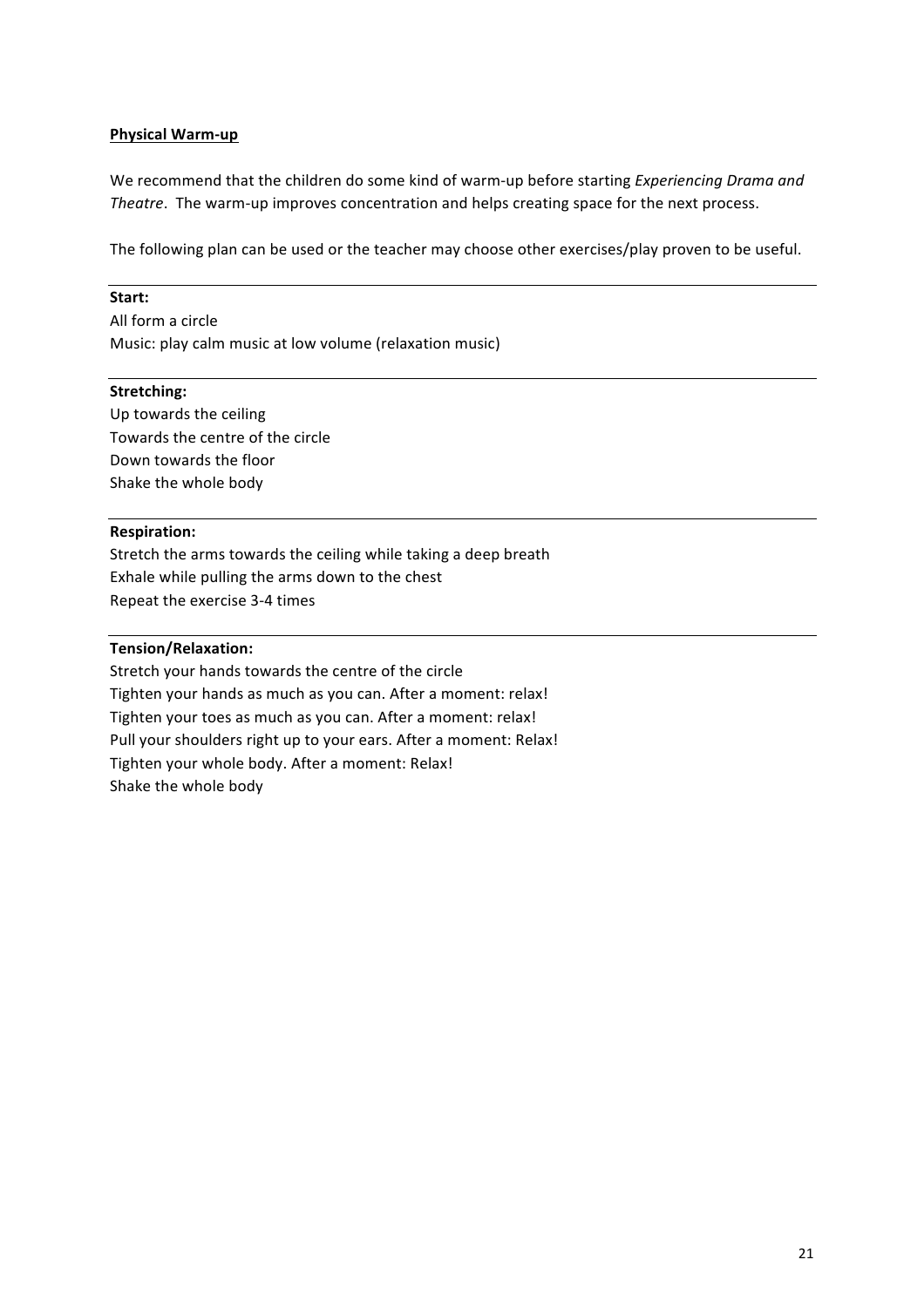## Physical Warm-up

We recommend that the children do some kind of warm-up before starting *Experiencing Drama and Theatre*. The warm-up improves concentration and helps creating space for the next process.

The following plan can be used or the teacher may choose other exercises/play proven to be useful.

---

**Start:**

All form a circle
Music: play calm music at low volume (relaxation music)

---

**Stretching:**

Up towards the ceiling
Towards the centre of the circle
Down towards the floor
Shake the whole body

---

**Respiration:**

Stretch the arms towards the ceiling while taking a deep breath
Exhale while pulling the arms down to the chest
Repeat the exercise 3-4 times

---

**Tension/Relaxation:**

Stretch your hands towards the centre of the circle
Tighten your hands as much as you can. After a moment: relax!
Tighten your toes as much as you can. After a moment: relax!
Pull your shoulders right up to your ears. After a moment: Relax!
Tighten your whole body. After a moment: Relax!
Shake the whole body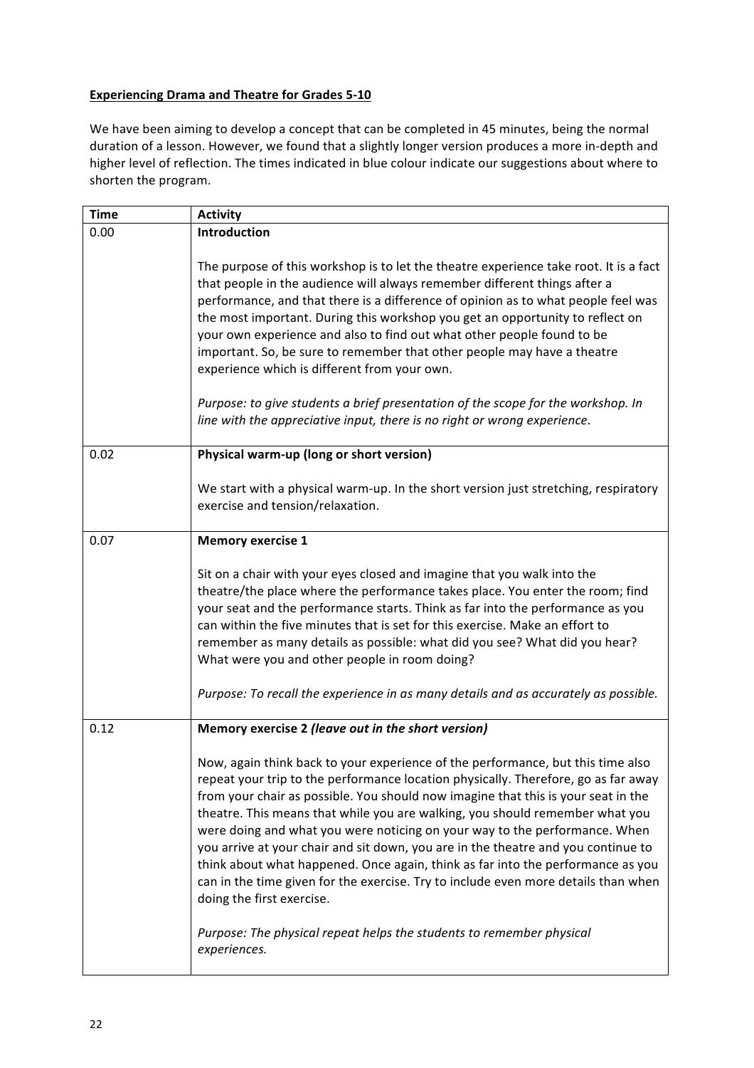**Experiencing Drama and Theatre for Grades 5-10**

We have been aiming to develop a concept that can be completed in 45 minutes, being the normal duration of a lesson. However, we found that a slightly longer version produces a more in-depth and higher level of reflection. The times indicated in blue colour indicate our suggestions about where to shorten the program.

| Time | Activity |
|---|---|
| 0.00 | **Introduction**<br><br>The purpose of this workshop is to let the theatre experience take root. It is a fact that people in the audience will always remember different things after a performance, and that there is a difference of opinion as to what people feel was the most important. During this workshop you get an opportunity to reflect on your own experience and also to find out what other people found to be important. So, be sure to remember that other people may have a theatre experience which is different from your own.<br><br>*Purpose: to give students a brief presentation of the scope for the workshop. In line with the appreciative input, there is no right or wrong experience.* |
| 0.02 | **Physical warm-up (long or short version)**<br><br>We start with a physical warm-up. In the short version just stretching, respiratory exercise and tension/relaxation. |
| 0.07 | **Memory exercise 1**<br><br>Sit on a chair with your eyes closed and imagine that you walk into the theatre/the place where the performance takes place. You enter the room; find your seat and the performance starts. Think as far into the performance as you can within the five minutes that is set for this exercise. Make an effort to remember as many details as possible: what did you see? What did you hear? What were you and other people in room doing?<br><br>*Purpose: To recall the experience in as many details and as accurately as possible.* |
| 0.12 | **Memory exercise 2 *(leave out in the short version)***<br><br>Now, again think back to your experience of the performance, but this time also repeat your trip to the performance location physically. Therefore, go as far away from your chair as possible. You should now imagine that this is your seat in the theatre. This means that while you are walking, you should remember what you were doing and what you were noticing on your way to the performance. When you arrive at your chair and sit down, you are in the theatre and you continue to think about what happened. Once again, think as far into the performance as you can in the time given for the exercise. Try to include even more details than when doing the first exercise.<br><br>*Purpose: The physical repeat helps the students to remember physical experiences.* |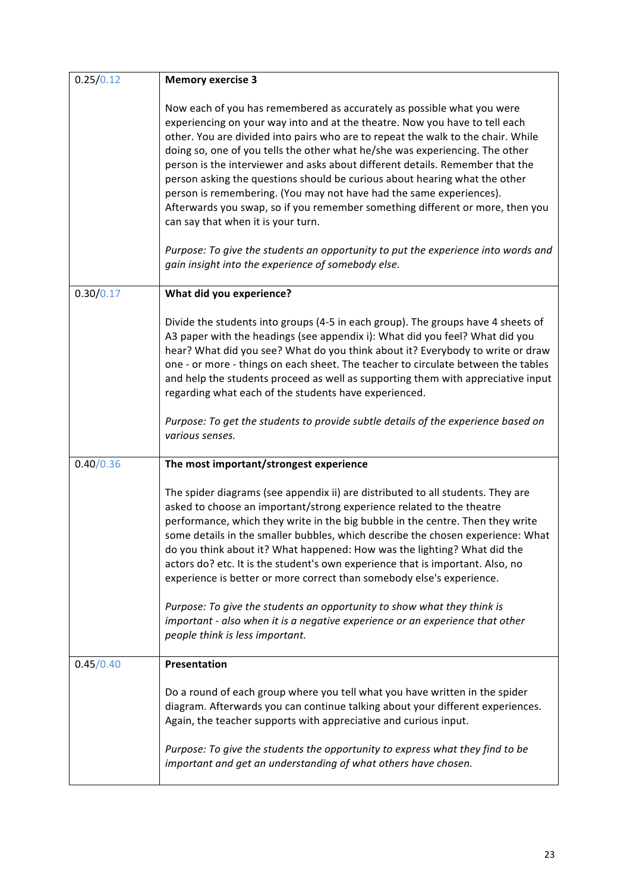| | |
|---|---|
| 0.25/0.12 | **Memory exercise 3**<br><br>Now each of you has remembered as accurately as possible what you were experiencing on your way into and at the theatre. Now you have to tell each other. You are divided into pairs who are to repeat the walk to the chair. While doing so, one of you tells the other what he/she was experiencing. The other person is the interviewer and asks about different details. Remember that the person asking the questions should be curious about hearing what the other person is remembering. (You may not have had the same experiences). Afterwards you swap, so if you remember something different or more, then you can say that when it is your turn.<br><br>*Purpose: To give the students an opportunity to put the experience into words and gain insight into the experience of somebody else.* |
| 0.30/0.17 | **What did you experience?**<br><br>Divide the students into groups (4-5 in each group). The groups have 4 sheets of A3 paper with the headings (see appendix i): What did you feel? What did you hear? What did you see? What do you think about it? Everybody to write or draw one - or more - things on each sheet. The teacher to circulate between the tables and help the students proceed as well as supporting them with appreciative input regarding what each of the students have experienced.<br><br>*Purpose: To get the students to provide subtle details of the experience based on various senses.* |
| 0.40/0.36 | **The most important/strongest experience**<br><br>The spider diagrams (see appendix ii) are distributed to all students. They are asked to choose an important/strong experience related to the theatre performance, which they write in the big bubble in the centre. Then they write some details in the smaller bubbles, which describe the chosen experience: What do you think about it? What happened: How was the lighting? What did the actors do? etc. It is the student's own experience that is important. Also, no experience is better or more correct than somebody else's experience.<br><br>*Purpose: To give the students an opportunity to show what they think is important - also when it is a negative experience or an experience that other people think is less important.* |
| 0.45/0.40 | **Presentation**<br><br>Do a round of each group where you tell what you have written in the spider diagram. Afterwards you can continue talking about your different experiences. Again, the teacher supports with appreciative and curious input.<br><br>*Purpose: To give the students the opportunity to express what they find to be important and get an understanding of what others have chosen.* |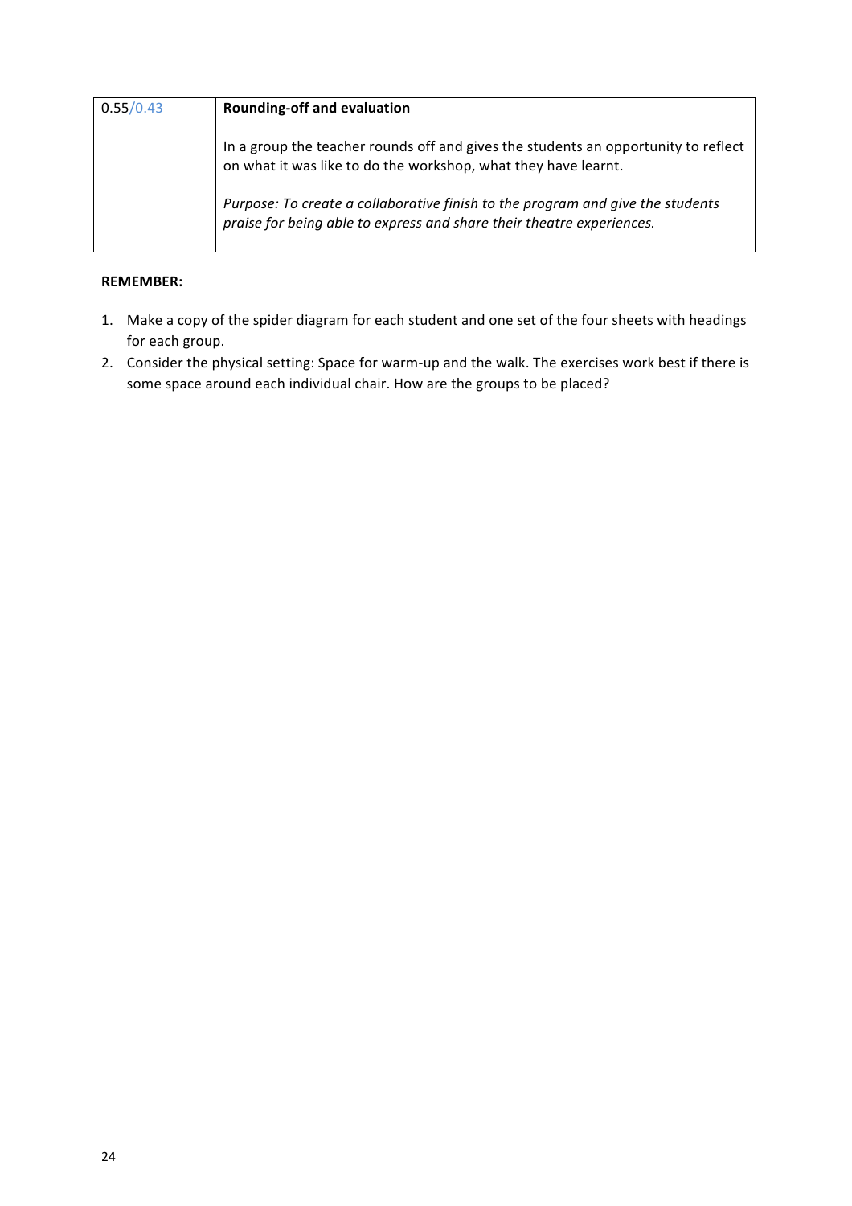| | |
|---|---|
| 0.55/0.43 | **Rounding-off and evaluation**<br><br>In a group the teacher rounds off and gives the students an opportunity to reflect on what it was like to do the workshop, what they have learnt.<br><br>*Purpose: To create a collaborative finish to the program and give the students praise for being able to express and share their theatre experiences.* |

**REMEMBER:**

1. Make a copy of the spider diagram for each student and one set of the four sheets with headings for each group.
2. Consider the physical setting: Space for warm-up and the walk. The exercises work best if there is some space around each individual chair. How are the groups to be placed?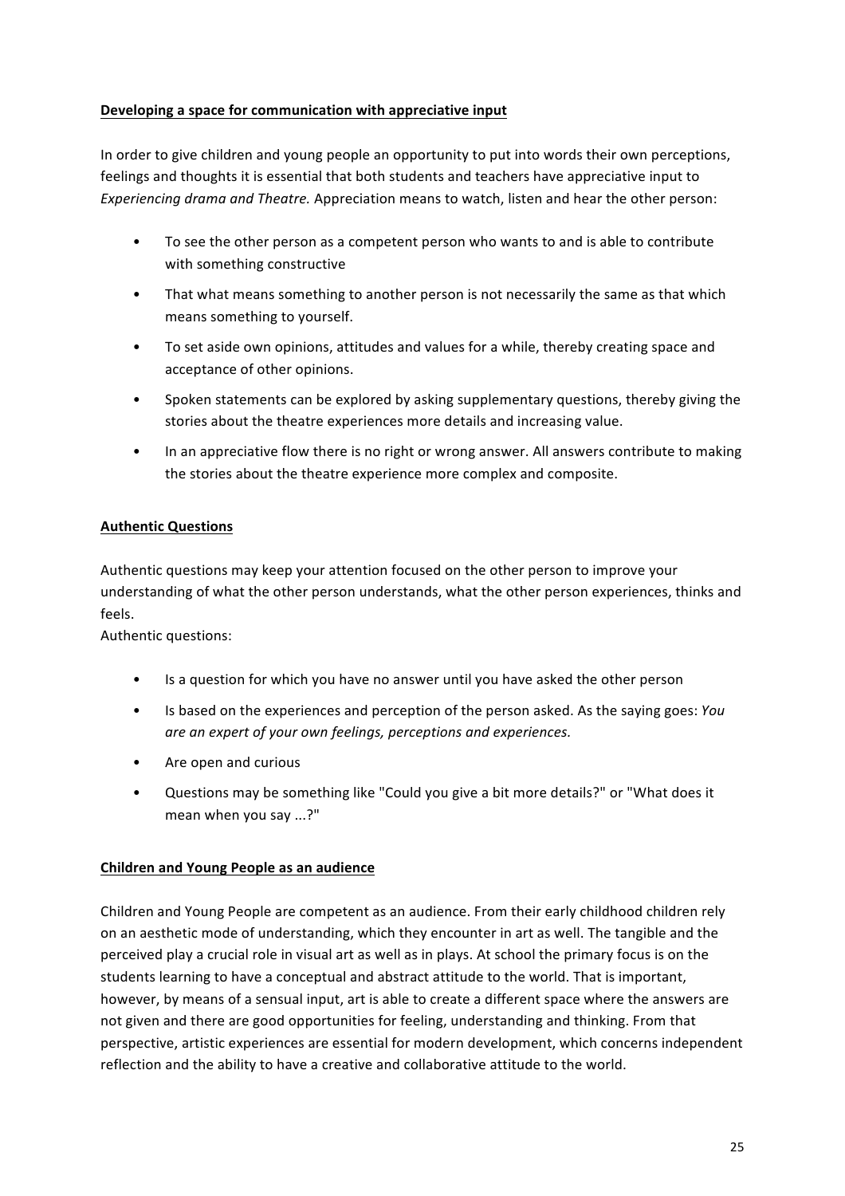**Developing a space for communication with appreciative input**

In order to give children and young people an opportunity to put into words their own perceptions, feelings and thoughts it is essential that both students and teachers have appreciative input to *Experiencing drama and Theatre.* Appreciation means to watch, listen and hear the other person:

- To see the other person as a competent person who wants to and is able to contribute with something constructive
- That what means something to another person is not necessarily the same as that which means something to yourself.
- To set aside own opinions, attitudes and values for a while, thereby creating space and acceptance of other opinions.
- Spoken statements can be explored by asking supplementary questions, thereby giving the stories about the theatre experiences more details and increasing value.
- In an appreciative flow there is no right or wrong answer. All answers contribute to making the stories about the theatre experience more complex and composite.

**Authentic Questions**

Authentic questions may keep your attention focused on the other person to improve your understanding of what the other person understands, what the other person experiences, thinks and feels.
Authentic questions:

- Is a question for which you have no answer until you have asked the other person
- Is based on the experiences and perception of the person asked. As the saying goes: *You are an expert of your own feelings, perceptions and experiences.*
- Are open and curious
- Questions may be something like "Could you give a bit more details?" or "What does it mean when you say ...?"

**Children and Young People as an audience**

Children and Young People are competent as an audience. From their early childhood children rely on an aesthetic mode of understanding, which they encounter in art as well. The tangible and the perceived play a crucial role in visual art as well as in plays. At school the primary focus is on the students learning to have a conceptual and abstract attitude to the world. That is important, however, by means of a sensual input, art is able to create a different space where the answers are not given and there are good opportunities for feeling, understanding and thinking. From that perspective, artistic experiences are essential for modern development, which concerns independent reflection and the ability to have a creative and collaborative attitude to the world.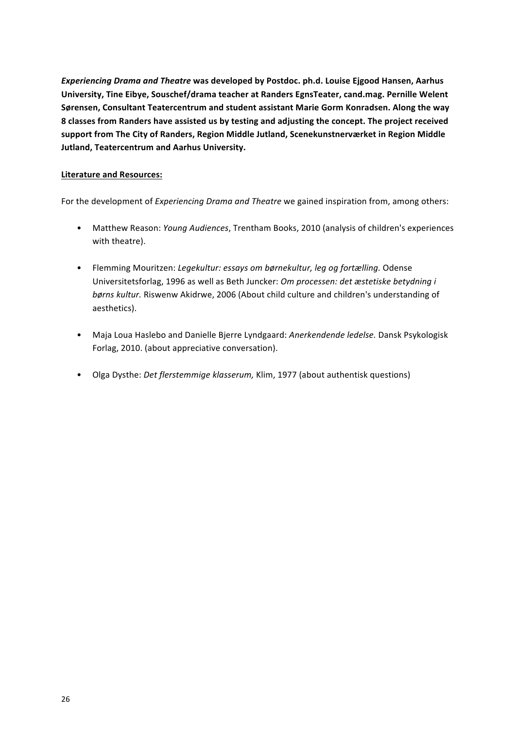***Experiencing Drama and Theatre*** **was developed by Postdoc. ph.d. Louise Ejgood Hansen, Aarhus University, Tine Eibye, Souschef/drama teacher at Randers EgnsTeater, cand.mag. Pernille Welent Sørensen, Consultant Teatercentrum and student assistant Marie Gorm Konradsen. Along the way 8 classes from Randers have assisted us by testing and adjusting the concept. The project received support from The City of Randers, Region Middle Jutland, Scenekunstnerværket in Region Middle Jutland, Teatercentrum and Aarhus University.**

**Literature and Resources:**

For the development of *Experiencing Drama and Theatre* we gained inspiration from, among others:

- Matthew Reason: *Young Audiences*, Trentham Books, 2010 (analysis of children's experiences with theatre).

- Flemming Mouritzen: *Legekultur: essays om børnekultur, leg og fortælling*. Odense Universitetsforlag, 1996 as well as Beth Juncker: *Om processen: det æstetiske betydning i børns kultur.* Riswenw Akidrwe, 2006 (About child culture and children's understanding of aesthetics).

- Maja Loua Haslebo and Danielle Bjerre Lyndgaard: *Anerkendende ledelse.* Dansk Psykologisk Forlag, 2010. (about appreciative conversation).

- Olga Dysthe: *Det flerstemmige klasserum,* Klim, 1977 (about authentisk questions)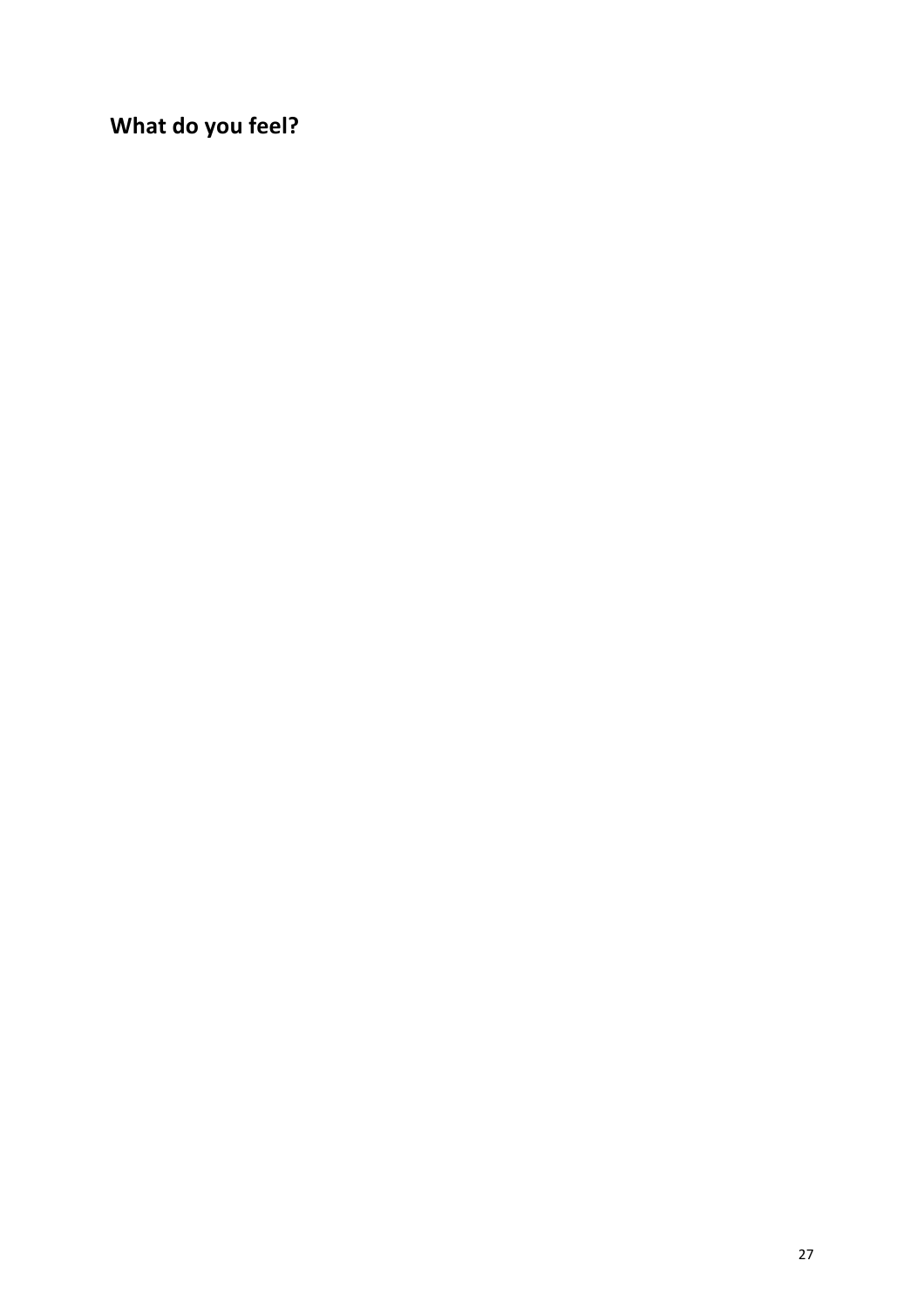## What do you feel?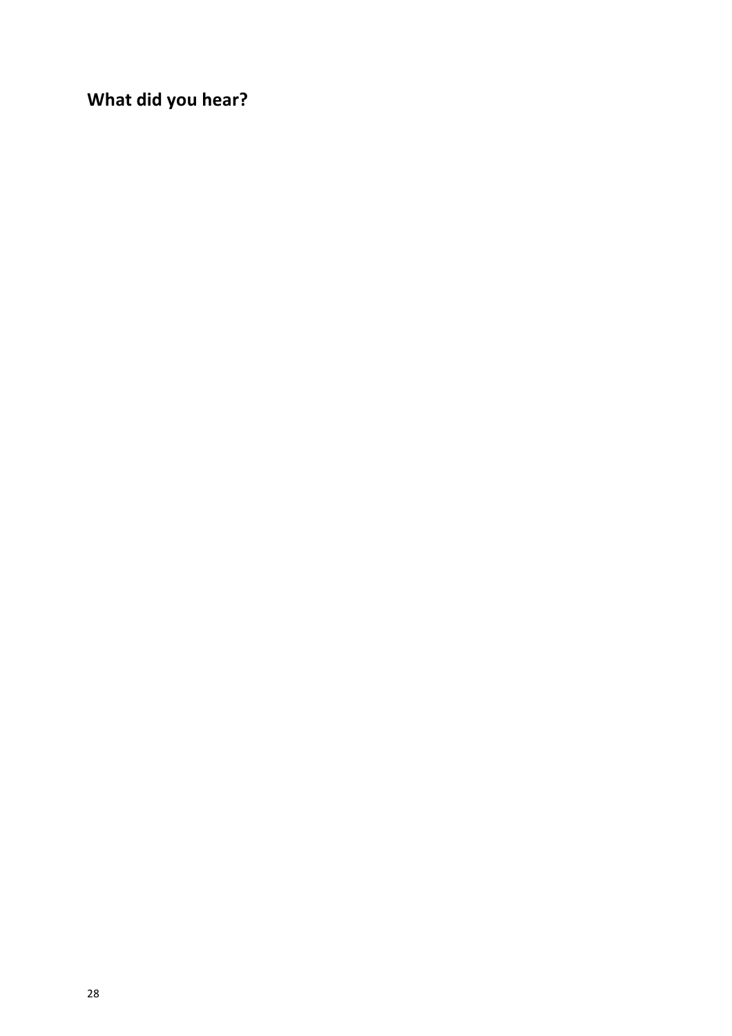## What did you hear?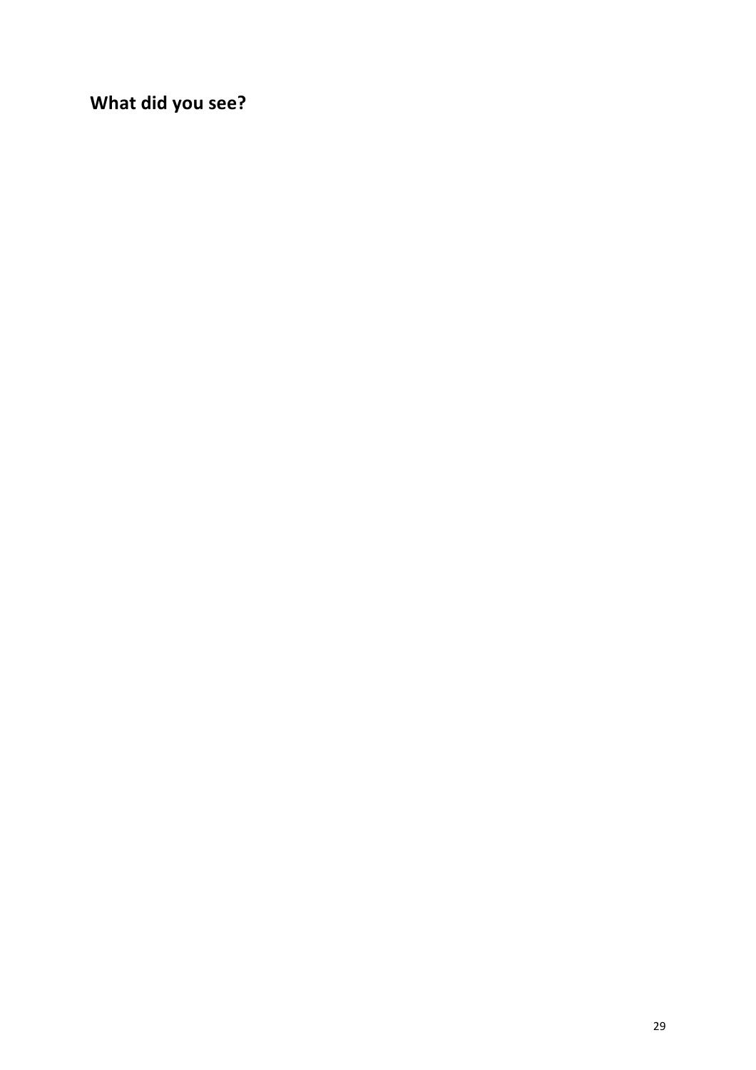**What did you see?**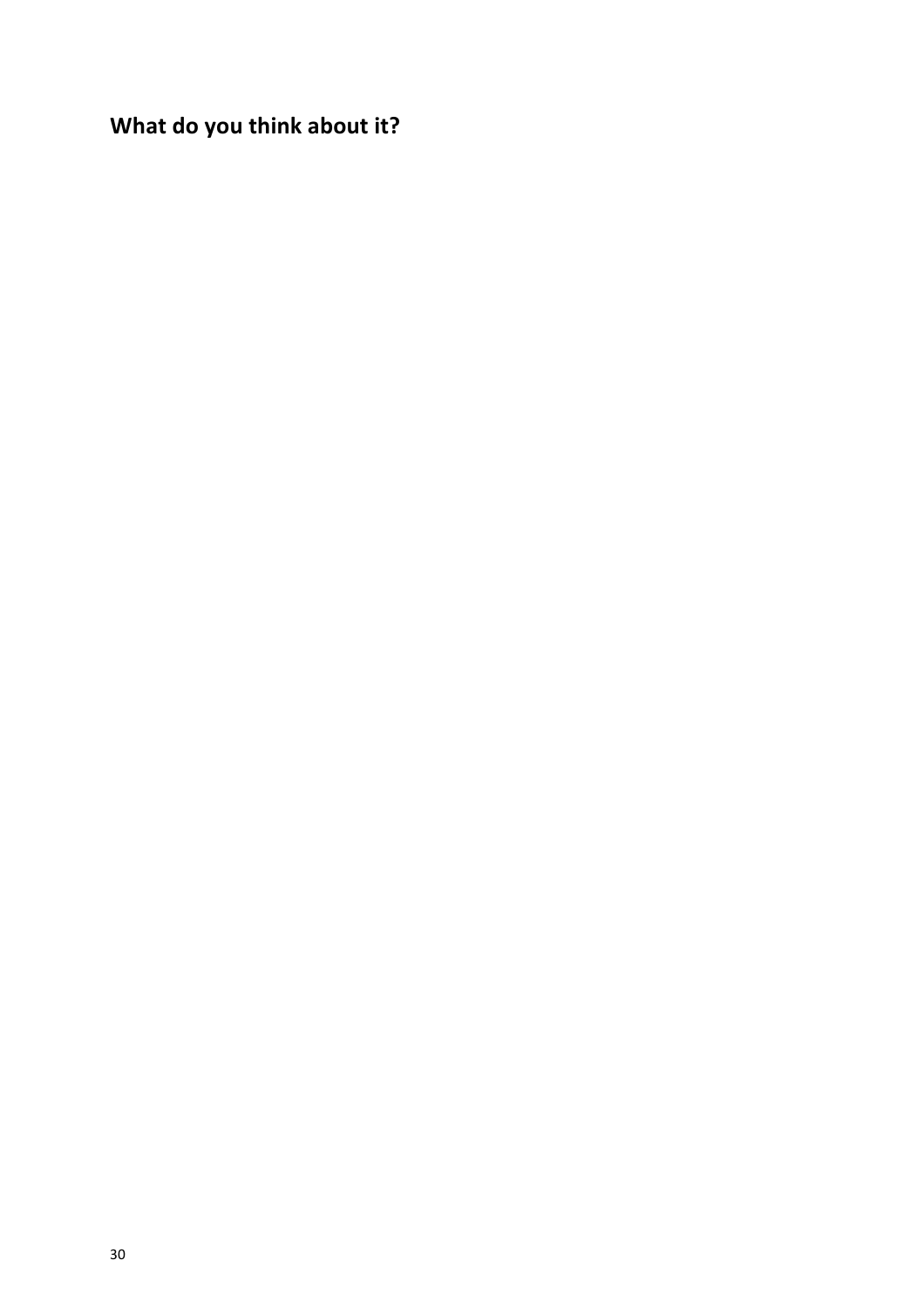**What do you think about it?**